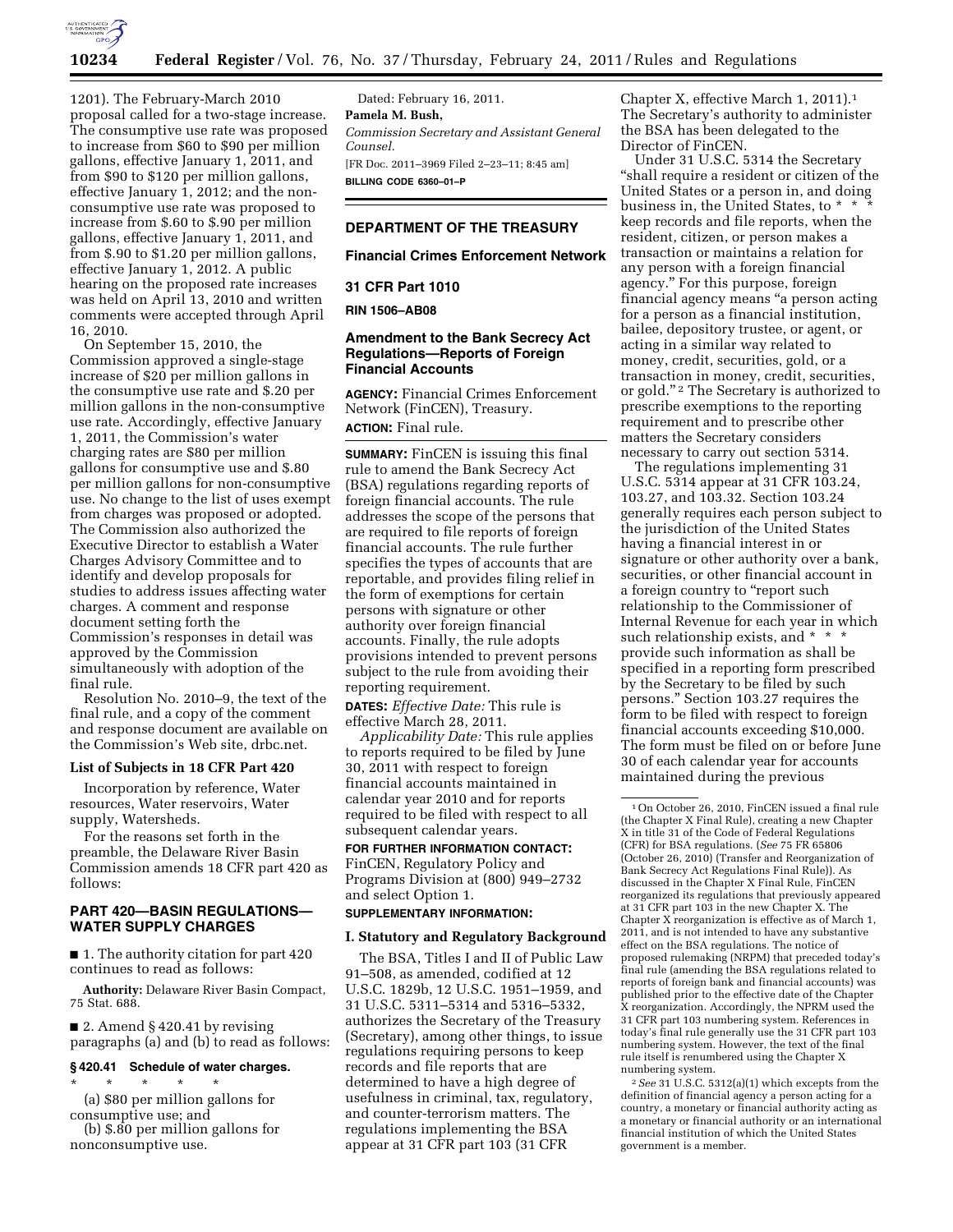1201). The February-March 2010 proposal called for a two-stage increase. The consumptive use rate was proposed to increase from $60 to $90 per million gallons, effective January 1, 2011, and from $90 to $120 per million gallons, effective January 1, 2012; and the non-consumptive use rate was proposed to increase from $.60 to $.90 per million gallons, effective January 1, 2011, and from $.90 to $1.20 per million gallons, effective January 1, 2012. A public hearing on the proposed rate increases was held on April 13, 2010 and written comments were accepted through April 16, 2010.

On September 15, 2010, the Commission approved a single-stage increase of $20 per million gallons in the consumptive use rate and $.20 per million gallons in the non-consumptive use rate. Accordingly, effective January 1, 2011, the Commission's water charging rates are $80 per million gallons for consumptive use and $.80 per million gallons for non-consumptive use. No change to the list of uses exempt from charges was proposed or adopted. The Commission also authorized the Executive Director to establish a Water Charges Advisory Committee and to identify and develop proposals for studies to address issues affecting water charges. A comment and response document setting forth the Commission's responses in detail was approved by the Commission simultaneously with adoption of the final rule.

Resolution No. 2010–9, the text of the final rule, and a copy of the comment and response document are available on the Commission's Web site, drbc.net.

### List of Subjects in 18 CFR Part 420

Incorporation by reference, Water resources, Water reservoirs, Water supply, Watersheds.

For the reasons set forth in the preamble, the Delaware River Basin Commission amends 18 CFR part 420 as follows:

## PART 420—BASIN REGULATIONS—WATER SUPPLY CHARGES

■ 1. The authority citation for part 420 continues to read as follows:

**Authority:** Delaware River Basin Compact, 75 Stat. 688.

■ 2. Amend § 420.41 by revising paragraphs (a) and (b) to read as follows:

### § 420.41 Schedule of water charges.

\* \* \* \* \*

(a) $80 per million gallons for consumptive use; and

(b) $.80 per million gallons for nonconsumptive use.

Dated: February 16, 2011.

**Pamela M. Bush,**

*Commission Secretary and Assistant General Counsel.*

[FR Doc. 2011–3969 Filed 2–23–11; 8:45 am]

**BILLING CODE 6360–01–P**

## DEPARTMENT OF THE TREASURY

## Financial Crimes Enforcement Network

## 31 CFR Part 1010

## RIN 1506–AB08

## Amendment to the Bank Secrecy Act Regulations—Reports of Foreign Financial Accounts

**AGENCY:** Financial Crimes Enforcement Network (FinCEN), Treasury.

**ACTION:** Final rule.

**SUMMARY:** FinCEN is issuing this final rule to amend the Bank Secrecy Act (BSA) regulations regarding reports of foreign financial accounts. The rule addresses the scope of the persons that are required to file reports of foreign financial accounts. The rule further specifies the types of accounts that are reportable, and provides filing relief in the form of exemptions for certain persons with signature or other authority over foreign financial accounts. Finally, the rule adopts provisions intended to prevent persons subject to the rule from avoiding their reporting requirement.

**DATES:** *Effective Date:* This rule is effective March 28, 2011.

*Applicability Date:* This rule applies to reports required to be filed by June 30, 2011 with respect to foreign financial accounts maintained in calendar year 2010 and for reports required to be filed with respect to all subsequent calendar years.

**FOR FURTHER INFORMATION CONTACT:** FinCEN, Regulatory Policy and Programs Division at (800) 949–2732 and select Option 1.

**SUPPLEMENTARY INFORMATION:**

### I. Statutory and Regulatory Background

The BSA, Titles I and II of Public Law 91–508, as amended, codified at 12 U.S.C. 1829b, 12 U.S.C. 1951–1959, and 31 U.S.C. 5311–5314 and 5316–5332, authorizes the Secretary of the Treasury (Secretary), among other things, to issue regulations requiring persons to keep records and file reports that are determined to have a high degree of usefulness in criminal, tax, regulatory, and counter-terrorism matters. The regulations implementing the BSA appear at 31 CFR part 103 (31 CFR Chapter X, effective March 1, 2011).[1] The Secretary's authority to administer the BSA has been delegated to the Director of FinCEN.

Under 31 U.S.C. 5314 the Secretary "shall require a resident or citizen of the United States or a person in, and doing business in, the United States, to \* \* \* keep records and file reports, when the resident, citizen, or person makes a transaction or maintains a relation for any person with a foreign financial agency." For this purpose, foreign financial agency means "a person acting for a person as a financial institution, bailee, depository trustee, or agent, or acting in a similar way related to money, credit, securities, gold, or a transaction in money, credit, securities, or gold."[2] The Secretary is authorized to prescribe exemptions to the reporting requirement and to prescribe other matters the Secretary considers necessary to carry out section 5314.

The regulations implementing 31 U.S.C. 5314 appear at 31 CFR 103.24, 103.27, and 103.32. Section 103.24 generally requires each person subject to the jurisdiction of the United States having a financial interest in or signature or other authority over a bank, securities, or other financial account in a foreign country to "report such relationship to the Commissioner of Internal Revenue for each year in which such relationship exists, and \* \* \* provide such information as shall be specified in a reporting form prescribed by the Secretary to be filed by such persons." Section 103.27 requires the form to be filed with respect to foreign financial accounts exceeding $10,000. The form must be filed on or before June 30 of each calendar year for accounts maintained during the previous

[1] On October 26, 2010, FinCEN issued a final rule (the Chapter X Final Rule), creating a new Chapter X in title 31 of the Code of Federal Regulations (CFR) for BSA regulations. (*See* 75 FR 65806 (October 26, 2010) (Transfer and Reorganization of Bank Secrecy Act Regulations Final Rule)). As discussed in the Chapter X Final Rule, FinCEN reorganized its regulations that previously appeared at 31 CFR part 103 in the new Chapter X. The Chapter X reorganization is effective as of March 1, 2011, and is not intended to have any substantive effect on the BSA regulations. The notice of proposed rulemaking (NRPM) that preceded today's final rule (amending the BSA regulations related to reports of foreign bank and financial accounts) was published prior to the effective date of the Chapter X reorganization. Accordingly, the NPRM used the 31 CFR part 103 numbering system. References in today's final rule generally use the 31 CFR part 103 numbering system. However, the text of the final rule itself is renumbered using the Chapter X numbering system.

[2] *See* 31 U.S.C. 5312(a)(1) which excepts from the definition of financial agency a person acting for a country, a monetary or financial authority acting as a monetary or financial authority or an international financial institution of which the United States government is a member.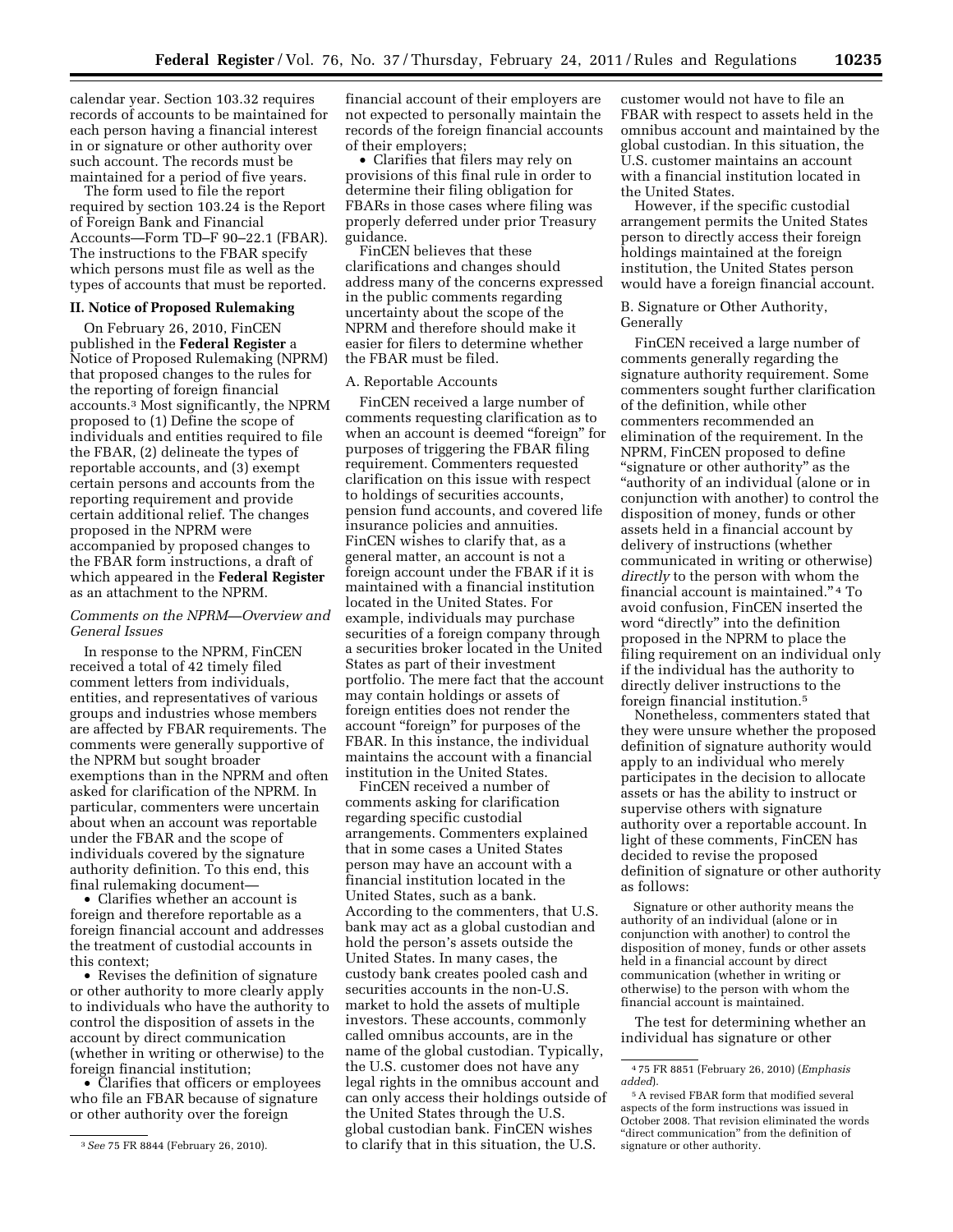calendar year. Section 103.32 requires records of accounts to be maintained for each person having a financial interest in or signature or other authority over such account. The records must be maintained for a period of five years.

The form used to file the report required by section 103.24 is the Report of Foreign Bank and Financial Accounts—Form TD–F 90–22.1 (FBAR). The instructions to the FBAR specify which persons must file as well as the types of accounts that must be reported.

## II. Notice of Proposed Rulemaking

On February 26, 2010, FinCEN published in the **Federal Register** a Notice of Proposed Rulemaking (NPRM) that proposed changes to the rules for the reporting of foreign financial accounts.[3] Most significantly, the NPRM proposed to (1) Define the scope of individuals and entities required to file the FBAR, (2) delineate the types of reportable accounts, and (3) exempt certain persons and accounts from the reporting requirement and provide certain additional relief. The changes proposed in the NPRM were accompanied by proposed changes to the FBAR form instructions, a draft of which appeared in the **Federal Register** as an attachment to the NPRM.

### *Comments on the NPRM—Overview and General Issues*

In response to the NPRM, FinCEN received a total of 42 timely filed comment letters from individuals, entities, and representatives of various groups and industries whose members are affected by FBAR requirements. The comments were generally supportive of the NPRM but sought broader exemptions than in the NPRM and often asked for clarification of the NPRM. In particular, commenters were uncertain about when an account was reportable under the FBAR and the scope of individuals covered by the signature authority definition. To this end, this final rulemaking document—

- Clarifies whether an account is foreign and therefore reportable as a foreign financial account and addresses the treatment of custodial accounts in this context;
- Revises the definition of signature or other authority to more clearly apply to individuals who have the authority to control the disposition of assets in the account by direct communication (whether in writing or otherwise) to the foreign financial institution;
- Clarifies that officers or employees who file an FBAR because of signature or other authority over the foreign financial account of their employers are not expected to personally maintain the records of the foreign financial accounts of their employers;
- Clarifies that filers may rely on provisions of this final rule in order to determine their filing obligation for FBARs in those cases where filing was properly deferred under prior Treasury guidance.

FinCEN believes that these clarifications and changes should address many of the concerns expressed in the public comments regarding uncertainty about the scope of the NPRM and therefore should make it easier for filers to determine whether the FBAR must be filed.

### A. Reportable Accounts

FinCEN received a large number of comments requesting clarification as to when an account is deemed "foreign" for purposes of triggering the FBAR filing requirement. Commenters requested clarification on this issue with respect to holdings of securities accounts, pension fund accounts, and covered life insurance policies and annuities. FinCEN wishes to clarify that, as a general matter, an account is not a foreign account under the FBAR if it is maintained with a financial institution located in the United States. For example, individuals may purchase securities of a foreign company through a securities broker located in the United States as part of their investment portfolio. The mere fact that the account may contain holdings or assets of foreign entities does not render the account "foreign" for purposes of the FBAR. In this instance, the individual maintains the account with a financial institution in the United States.

FinCEN received a number of comments asking for clarification regarding specific custodial arrangements. Commenters explained that in some cases a United States person may have an account with a financial institution located in the United States, such as a bank. According to the commenters, that U.S. bank may act as a global custodian and hold the person's assets outside the United States. In many cases, the custody bank creates pooled cash and securities accounts in the non-U.S. market to hold the assets of multiple investors. These accounts, commonly called omnibus accounts, are in the name of the global custodian. Typically, the U.S. customer does not have any legal rights in the omnibus account and can only access their holdings outside of the United States through the U.S. global custodian bank. FinCEN wishes to clarify that in this situation, the U.S. customer would not have to file an FBAR with respect to assets held in the omnibus account and maintained by the global custodian. In this situation, the U.S. customer maintains an account with a financial institution located in the United States.

However, if the specific custodial arrangement permits the United States person to directly access their foreign holdings maintained at the foreign institution, the United States person would have a foreign financial account.

### B. Signature or Other Authority, Generally

FinCEN received a large number of comments generally regarding the signature authority requirement. Some commenters sought further clarification of the definition, while other commenters recommended an elimination of the requirement. In the NPRM, FinCEN proposed to define "signature or other authority" as the "authority of an individual (alone or in conjunction with another) to control the disposition of money, funds or other assets held in a financial account by delivery of instructions (whether communicated in writing or otherwise) *directly* to the person with whom the financial account is maintained."[4] To avoid confusion, FinCEN inserted the word "directly" into the definition proposed in the NPRM to place the filing requirement on an individual only if the individual has the authority to directly deliver instructions to the foreign financial institution.[5]

Nonetheless, commenters stated that they were unsure whether the proposed definition of signature authority would apply to an individual who merely participates in the decision to allocate assets or has the ability to instruct or supervise others with signature authority over a reportable account. In light of these comments, FinCEN has decided to revise the proposed definition of signature or other authority as follows:

> Signature or other authority means the authority of an individual (alone or in conjunction with another) to control the disposition of money, funds or other assets held in a financial account by direct communication (whether in writing or otherwise) to the person with whom the financial account is maintained.

The test for determining whether an individual has signature or other

---

[3] *See* 75 FR 8844 (February 26, 2010).

[4] 75 FR 8851 (February 26, 2010) (*Emphasis added*).

[5] A revised FBAR form that modified several aspects of the form instructions was issued in October 2008. That revision eliminated the words "direct communication" from the definition of signature or other authority.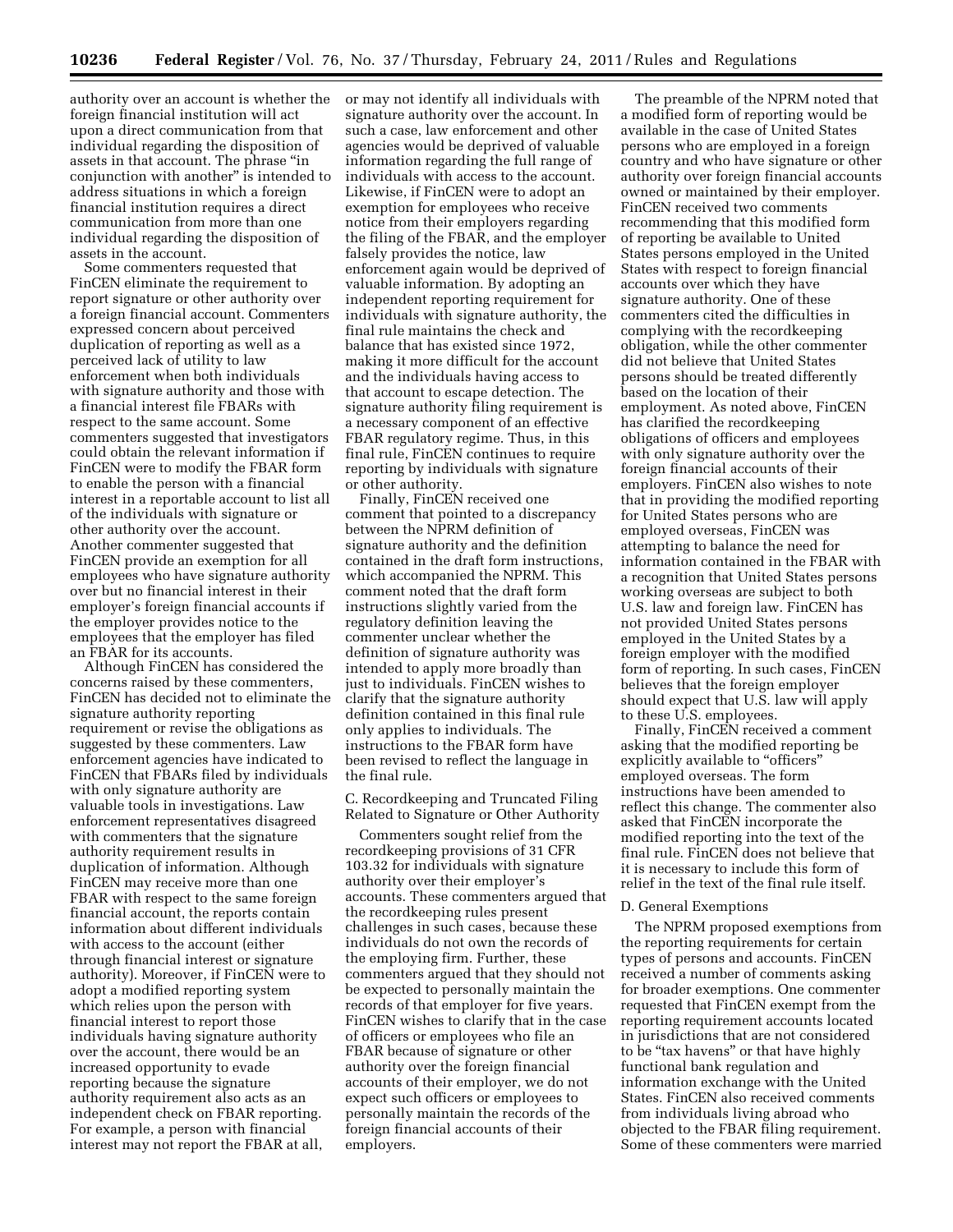authority over an account is whether the foreign financial institution will act upon a direct communication from that individual regarding the disposition of assets in that account. The phrase "in conjunction with another" is intended to address situations in which a foreign financial institution requires a direct communication from more than one individual regarding the disposition of assets in the account.

Some commenters requested that FinCEN eliminate the requirement to report signature or other authority over a foreign financial account. Commenters expressed concern about perceived duplication of reporting as well as a perceived lack of utility to law enforcement when both individuals with signature authority and those with a financial interest file FBARs with respect to the same account. Some commenters suggested that investigators could obtain the relevant information if FinCEN were to modify the FBAR form to enable the person with a financial interest in a reportable account to list all of the individuals with signature or other authority over the account. Another commenter suggested that FinCEN provide an exemption for all employees who have signature authority over but no financial interest in their employer's foreign financial accounts if the employer provides notice to the employees that the employer has filed an FBAR for its accounts.

Although FinCEN has considered the concerns raised by these commenters, FinCEN has decided not to eliminate the signature authority reporting requirement or revise the obligations as suggested by these commenters. Law enforcement agencies have indicated to FinCEN that FBARs filed by individuals with only signature authority are valuable tools in investigations. Law enforcement representatives disagreed with commenters that the signature authority requirement results in duplication of information. Although FinCEN may receive more than one FBAR with respect to the same foreign financial account, the reports contain information about different individuals with access to the account (either through financial interest or signature authority). Moreover, if FinCEN were to adopt a modified reporting system which relies upon the person with financial interest to report those individuals having signature authority over the account, there would be an increased opportunity to evade reporting because the signature authority requirement also acts as an independent check on FBAR reporting. For example, a person with financial interest may not report the FBAR at all, or may not identify all individuals with signature authority over the account. In such a case, law enforcement and other agencies would be deprived of valuable information regarding the full range of individuals with access to the account. Likewise, if FinCEN were to adopt an exemption for employees who receive notice from their employers regarding the filing of the FBAR, and the employer falsely provides the notice, law enforcement again would be deprived of valuable information. By adopting an independent reporting requirement for individuals with signature authority, the final rule maintains the check and balance that has existed since 1972, making it more difficult for the account and the individuals having access to that account to escape detection. The signature authority filing requirement is a necessary component of an effective FBAR regulatory regime. Thus, in this final rule, FinCEN continues to require reporting by individuals with signature or other authority.

Finally, FinCEN received one comment that pointed to a discrepancy between the NPRM definition of signature authority and the definition contained in the draft form instructions, which accompanied the NPRM. This comment noted that the draft form instructions slightly varied from the regulatory definition leaving the commenter unclear whether the definition of signature authority was intended to apply more broadly than just to individuals. FinCEN wishes to clarify that the signature authority definition contained in this final rule only applies to individuals. The instructions to the FBAR form have been revised to reflect the language in the final rule.

### C. Recordkeeping and Truncated Filing Related to Signature or Other Authority

Commenters sought relief from the recordkeeping provisions of 31 CFR 103.32 for individuals with signature authority over their employer's accounts. These commenters argued that the recordkeeping rules present challenges in such cases, because these individuals do not own the records of the employing firm. Further, these commenters argued that they should not be expected to personally maintain the records of that employer for five years. FinCEN wishes to clarify that in the case of officers or employees who file an FBAR because of signature or other authority over the foreign financial accounts of their employer, we do not expect such officers or employees to personally maintain the records of the foreign financial accounts of their employers.

The preamble of the NPRM noted that a modified form of reporting would be available in the case of United States persons who are employed in a foreign country and who have signature or other authority over foreign financial accounts owned or maintained by their employer. FinCEN received two comments recommending that this modified form of reporting be available to United States persons employed in the United States with respect to foreign financial accounts over which they have signature authority. One of these commenters cited the difficulties in complying with the recordkeeping obligation, while the other commenter did not believe that United States persons should be treated differently based on the location of their employment. As noted above, FinCEN has clarified the recordkeeping obligations of officers and employees with only signature authority over the foreign financial accounts of their employers. FinCEN also wishes to note that in providing the modified reporting for United States persons who are employed overseas, FinCEN was attempting to balance the need for information contained in the FBAR with a recognition that United States persons working overseas are subject to both U.S. law and foreign law. FinCEN has not provided United States persons employed in the United States by a foreign employer with the modified form of reporting. In such cases, FinCEN believes that the foreign employer should expect that U.S. law will apply to these U.S. employees.

Finally, FinCEN received a comment asking that the modified reporting be explicitly available to "officers" employed overseas. The form instructions have been amended to reflect this change. The commenter also asked that FinCEN incorporate the modified reporting into the text of the final rule. FinCEN does not believe that it is necessary to include this form of relief in the text of the final rule itself.

### D. General Exemptions

The NPRM proposed exemptions from the reporting requirements for certain types of persons and accounts. FinCEN received a number of comments asking for broader exemptions. One commenter requested that FinCEN exempt from the reporting requirement accounts located in jurisdictions that are not considered to be "tax havens" or that have highly functional bank regulation and information exchange with the United States. FinCEN also received comments from individuals living abroad who objected to the FBAR filing requirement. Some of these commenters were married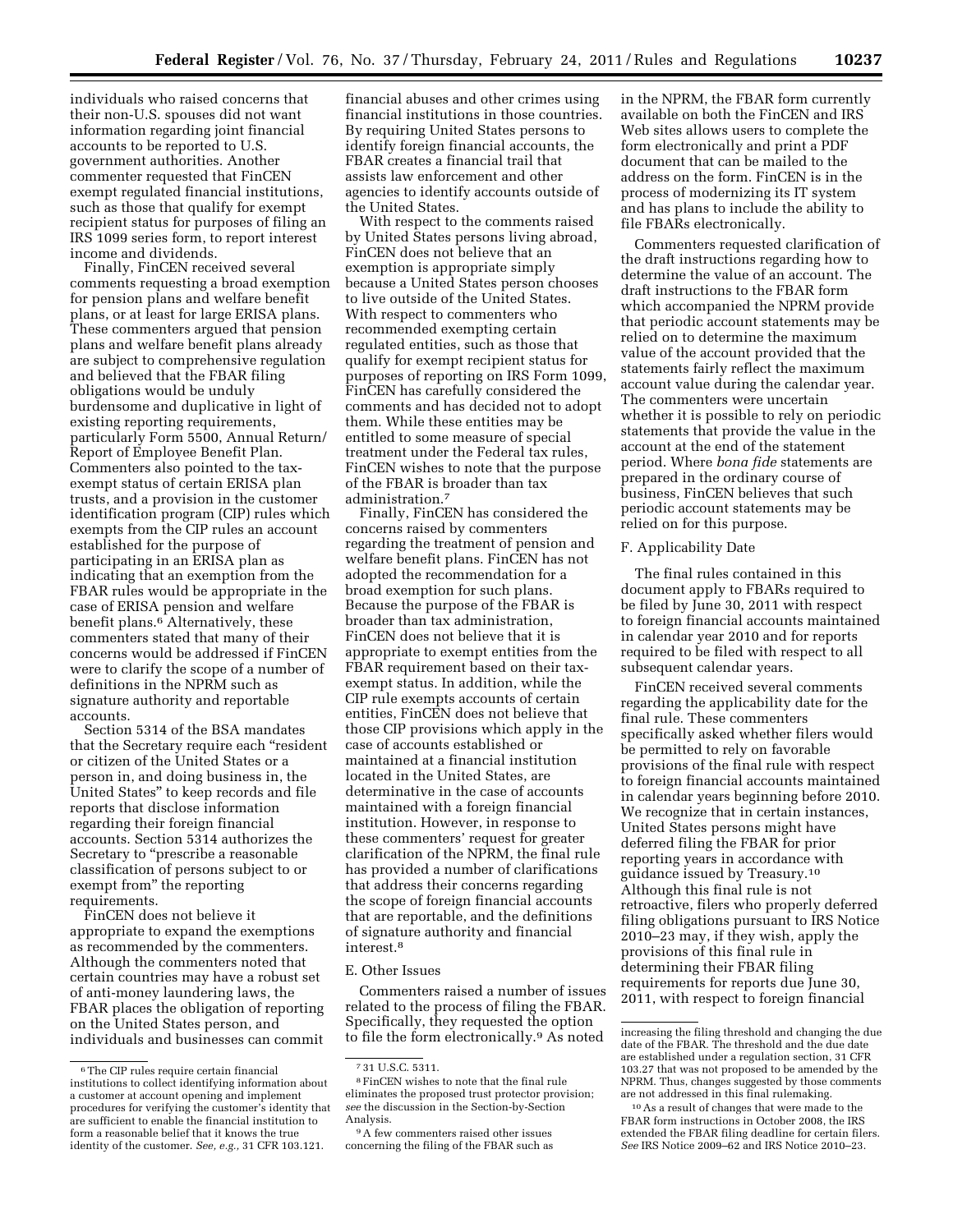individuals who raised concerns that their non-U.S. spouses did not want information regarding joint financial accounts to be reported to U.S. government authorities. Another commenter requested that FinCEN exempt regulated financial institutions, such as those that qualify for exempt recipient status for purposes of filing an IRS 1099 series form, to report interest income and dividends.

Finally, FinCEN received several comments requesting a broad exemption for pension plans and welfare benefit plans, or at least for large ERISA plans. These commenters argued that pension plans and welfare benefit plans already are subject to comprehensive regulation and believed that the FBAR filing obligations would be unduly burdensome and duplicative in light of existing reporting requirements, particularly Form 5500, Annual Return/Report of Employee Benefit Plan. Commenters also pointed to the tax-exempt status of certain ERISA plan trusts, and a provision in the customer identification program (CIP) rules which exempts from the CIP rules an account established for the purpose of participating in an ERISA plan as indicating that an exemption from the FBAR rules would be appropriate in the case of ERISA pension and welfare benefit plans.[6] Alternatively, these commenters stated that many of their concerns would be addressed if FinCEN were to clarify the scope of a number of definitions in the NPRM such as signature authority and reportable accounts.

Section 5314 of the BSA mandates that the Secretary require each "resident or citizen of the United States or a person in, and doing business in, the United States" to keep records and file reports that disclose information regarding their foreign financial accounts. Section 5314 authorizes the Secretary to "prescribe a reasonable classification of persons subject to or exempt from" the reporting requirements.

FinCEN does not believe it appropriate to expand the exemptions as recommended by the commenters. Although the commenters noted that certain countries may have a robust set of anti-money laundering laws, the FBAR places the obligation of reporting on the United States person, and individuals and businesses can commit financial abuses and other crimes using financial institutions in those countries. By requiring United States persons to identify foreign financial accounts, the FBAR creates a financial trail that assists law enforcement and other agencies to identify accounts outside of the United States.

With respect to the comments raised by United States persons living abroad, FinCEN does not believe that an exemption is appropriate simply because a United States person chooses to live outside of the United States. With respect to commenters who recommended exempting certain regulated entities, such as those that qualify for exempt recipient status for purposes of reporting on IRS Form 1099, FinCEN has carefully considered the comments and has decided not to adopt them. While these entities may be entitled to some measure of special treatment under the Federal tax rules, FinCEN wishes to note that the purpose of the FBAR is broader than tax administration.[7]

Finally, FinCEN has considered the concerns raised by commenters regarding the treatment of pension and welfare benefit plans. FinCEN has not adopted the recommendation for a broad exemption for such plans. Because the purpose of the FBAR is broader than tax administration, FinCEN does not believe that it is appropriate to exempt entities from the FBAR requirement based on their tax-exempt status. In addition, while the CIP rule exempts accounts of certain entities, FinCEN does not believe that those CIP provisions which apply in the case of accounts established or maintained at a financial institution located in the United States, are determinative in the case of accounts maintained with a foreign financial institution. However, in response to these commenters' request for greater clarification of the NPRM, the final rule has provided a number of clarifications that address their concerns regarding the scope of foreign financial accounts that are reportable, and the definitions of signature authority and financial interest.[8]

E. Other Issues

Commenters raised a number of issues related to the process of filing the FBAR. Specifically, they requested the option to file the form electronically.[9] As noted in the NPRM, the FBAR form currently available on both the FinCEN and IRS Web sites allows users to complete the form electronically and print a PDF document that can be mailed to the address on the form. FinCEN is in the process of modernizing its IT system and has plans to include the ability to file FBARs electronically.

Commenters requested clarification of the draft instructions regarding how to determine the value of an account. The draft instructions to the FBAR form which accompanied the NPRM provide that periodic account statements may be relied on to determine the maximum value of the account provided that the statements fairly reflect the maximum account value during the calendar year. The commenters were uncertain whether it is possible to rely on periodic statements that provide the value in the account at the end of the statement period. Where *bona fide* statements are prepared in the ordinary course of business, FinCEN believes that such periodic account statements may be relied on for this purpose.

F. Applicability Date

The final rules contained in this document apply to FBARs required to be filed by June 30, 2011 with respect to foreign financial accounts maintained in calendar year 2010 and for reports required to be filed with respect to all subsequent calendar years.

FinCEN received several comments regarding the applicability date for the final rule. These commenters specifically asked whether filers would be permitted to rely on favorable provisions of the final rule with respect to foreign financial accounts maintained in calendar years beginning before 2010. We recognize that in certain instances, United States persons might have deferred filing the FBAR for prior reporting years in accordance with guidance issued by Treasury.[10] Although this final rule is not retroactive, filers who properly deferred filing obligations pursuant to IRS Notice 2010–23 may, if they wish, apply the provisions of this final rule in determining their FBAR filing requirements for reports due June 30, 2011, with respect to foreign financial

---

[6] The CIP rules require certain financial institutions to collect identifying information about a customer at account opening and implement procedures for verifying the customer's identity that are sufficient to enable the financial institution to form a reasonable belief that it knows the true identity of the customer. *See, e.g.,* 31 CFR 103.121.

[7] 31 U.S.C. 5311.

[8] FinCEN wishes to note that the final rule eliminates the proposed trust protector provision; *see* the discussion in the Section-by-Section Analysis.

[9] A few commenters raised other issues concerning the filing of the FBAR such as increasing the filing threshold and changing the due date of the FBAR. The threshold and the due date are established under a regulation section, 31 CFR 103.27 that was not proposed to be amended by the NPRM. Thus, changes suggested by those comments are not addressed in this final rulemaking.

[10] As a result of changes that were made to the FBAR form instructions in October 2008, the IRS extended the FBAR filing deadline for certain filers. *See* IRS Notice 2009–62 and IRS Notice 2010–23.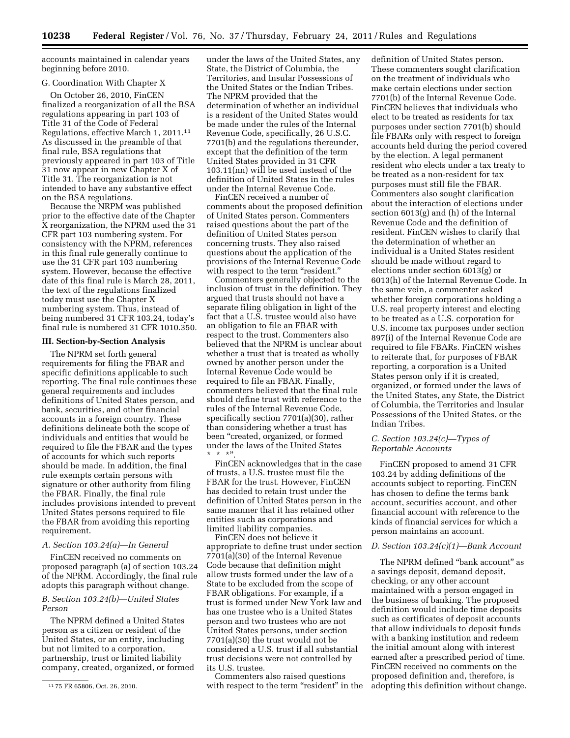accounts maintained in calendar years beginning before 2010.

G. Coordination With Chapter X

On October 26, 2010, FinCEN finalized a reorganization of all the BSA regulations appearing in part 103 of Title 31 of the Code of Federal Regulations, effective March 1, 2011.[11] As discussed in the preamble of that final rule, BSA regulations that previously appeared in part 103 of Title 31 now appear in new Chapter X of Title 31. The reorganization is not intended to have any substantive effect on the BSA regulations.

Because the NRPM was published prior to the effective date of the Chapter X reorganization, the NPRM used the 31 CFR part 103 numbering system. For consistency with the NPRM, references in this final rule generally continue to use the 31 CFR part 103 numbering system. However, because the effective date of this final rule is March 28, 2011, the text of the regulations finalized today must use the Chapter X numbering system. Thus, instead of being numbered 31 CFR 103.24, today's final rule is numbered 31 CFR 1010.350.

## III. Section-by-Section Analysis

The NPRM set forth general requirements for filing the FBAR and specific definitions applicable to such reporting. The final rule continues these general requirements and includes definitions of United States person, and bank, securities, and other financial accounts in a foreign country. These definitions delineate both the scope of individuals and entities that would be required to file the FBAR and the types of accounts for which such reports should be made. In addition, the final rule exempts certain persons with signature or other authority from filing the FBAR. Finally, the final rule includes provisions intended to prevent United States persons required to file the FBAR from avoiding this reporting requirement.

### *A. Section 103.24(a)—In General*

FinCEN received no comments on proposed paragraph (a) of section 103.24 of the NPRM. Accordingly, the final rule adopts this paragraph without change.

### *B. Section 103.24(b)—United States Person*

The NPRM defined a United States person as a citizen or resident of the United States, or an entity, including but not limited to a corporation, partnership, trust or limited liability company, created, organized, or formed under the laws of the United States, any State, the District of Columbia, the Territories, and Insular Possessions of the United States or the Indian Tribes. The NPRM provided that the determination of whether an individual is a resident of the United States would be made under the rules of the Internal Revenue Code, specifically, 26 U.S.C. 7701(b) and the regulations thereunder, except that the definition of the term United States provided in 31 CFR 103.11(nn) will be used instead of the definition of United States in the rules under the Internal Revenue Code.

FinCEN received a number of comments about the proposed definition of United States person. Commenters raised questions about the part of the definition of United States person concerning trusts. They also raised questions about the application of the provisions of the Internal Revenue Code with respect to the term "resident."

Commenters generally objected to the inclusion of trust in the definition. They argued that trusts should not have a separate filing obligation in light of the fact that a U.S. trustee would also have an obligation to file an FBAR with respect to the trust. Commenters also believed that the NPRM is unclear about whether a trust that is treated as wholly owned by another person under the Internal Revenue Code would be required to file an FBAR. Finally, commenters believed that the final rule should define trust with reference to the rules of the Internal Revenue Code, specifically section 7701(a)(30), rather than considering whether a trust has been "created, organized, or formed under the laws of the United States * * *".

FinCEN acknowledges that in the case of trusts, a U.S. trustee must file the FBAR for the trust. However, FinCEN has decided to retain trust under the definition of United States person in the same manner that it has retained other entities such as corporations and limited liability companies.

FinCEN does not believe it appropriate to define trust under section 7701(a)(30) of the Internal Revenue Code because that definition might allow trusts formed under the law of a State to be excluded from the scope of FBAR obligations. For example, if a trust is formed under New York law and has one trustee who is a United States person and two trustees who are not United States persons, under section 7701(a)(30) the trust would not be considered a U.S. trust if all substantial trust decisions were not controlled by its U.S. trustee.

Commenters also raised questions with respect to the term "resident" in the definition of United States person. These commenters sought clarification on the treatment of individuals who make certain elections under section 7701(b) of the Internal Revenue Code. FinCEN believes that individuals who elect to be treated as residents for tax purposes under section 7701(b) should file FBARs only with respect to foreign accounts held during the period covered by the election. A legal permanent resident who elects under a tax treaty to be treated as a non-resident for tax purposes must still file the FBAR. Commenters also sought clarification about the interaction of elections under section 6013(g) and (h) of the Internal Revenue Code and the definition of resident. FinCEN wishes to clarify that the determination of whether an individual is a United States resident should be made without regard to elections under section 6013(g) or 6013(h) of the Internal Revenue Code. In the same vein, a commenter asked whether foreign corporations holding a U.S. real property interest and electing to be treated as a U.S. corporation for U.S. income tax purposes under section 897(i) of the Internal Revenue Code are required to file FBARs. FinCEN wishes to reiterate that, for purposes of FBAR reporting, a corporation is a United States person only if it is created, organized, or formed under the laws of the United States, any State, the District of Columbia, the Territories and Insular Possessions of the United States, or the Indian Tribes.

### *C. Section 103.24(c)—Types of Reportable Accounts*

FinCEN proposed to amend 31 CFR 103.24 by adding definitions of the accounts subject to reporting. FinCEN has chosen to define the terms bank account, securities account, and other financial account with reference to the kinds of financial services for which a person maintains an account.

### *D. Section 103.24(c)(1)—Bank Account*

The NPRM defined "bank account" as a savings deposit, demand deposit, checking, or any other account maintained with a person engaged in the business of banking. The proposed definition would include time deposits such as certificates of deposit accounts that allow individuals to deposit funds with a banking institution and redeem the initial amount along with interest earned after a prescribed period of time. FinCEN received no comments on the proposed definition and, therefore, is adopting this definition without change.

[11] 75 FR 65806, Oct. 26, 2010.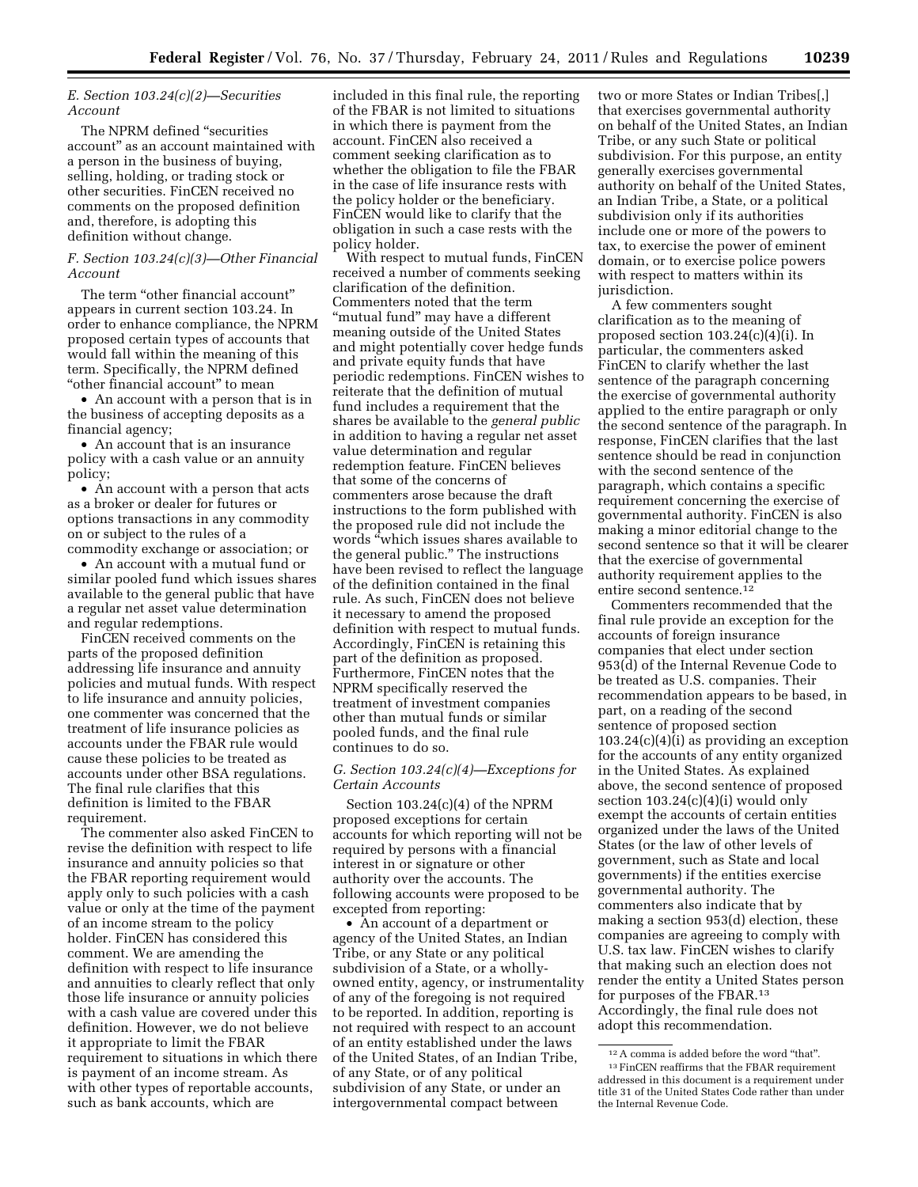### E. Section 103.24(c)(2)—Securities Account

The NPRM defined "securities account" as an account maintained with a person in the business of buying, selling, holding, or trading stock or other securities. FinCEN received no comments on the proposed definition and, therefore, is adopting this definition without change.

### F. Section 103.24(c)(3)—Other Financial Account

The term "other financial account" appears in current section 103.24. In order to enhance compliance, the NPRM proposed certain types of accounts that would fall within the meaning of this term. Specifically, the NPRM defined "other financial account" to mean

- An account with a person that is in the business of accepting deposits as a financial agency;
- An account that is an insurance policy with a cash value or an annuity policy;
- An account with a person that acts as a broker or dealer for futures or options transactions in any commodity on or subject to the rules of a commodity exchange or association; or
- An account with a mutual fund or similar pooled fund which issues shares available to the general public that have a regular net asset value determination and regular redemptions.

FinCEN received comments on the parts of the proposed definition addressing life insurance and annuity policies and mutual funds. With respect to life insurance and annuity policies, one commenter was concerned that the treatment of life insurance policies as accounts under the FBAR rule would cause these policies to be treated as accounts under other BSA regulations. The final rule clarifies that this definition is limited to the FBAR requirement.

The commenter also asked FinCEN to revise the definition with respect to life insurance and annuity policies so that the FBAR reporting requirement would apply only to such policies with a cash value or only at the time of the payment of an income stream to the policy holder. FinCEN has considered this comment. We are amending the definition with respect to life insurance and annuities to clearly reflect that only those life insurance or annuity policies with a cash value are covered under this definition. However, we do not believe it appropriate to limit the FBAR requirement to situations in which there is payment of an income stream. As with other types of reportable accounts, such as bank accounts, which are included in this final rule, the reporting of the FBAR is not limited to situations in which there is payment from the account. FinCEN also received a comment seeking clarification as to whether the obligation to file the FBAR in the case of life insurance rests with the policy holder or the beneficiary. FinCEN would like to clarify that the obligation in such a case rests with the policy holder.

With respect to mutual funds, FinCEN received a number of comments seeking clarification of the definition. Commenters noted that the term "mutual fund" may have a different meaning outside of the United States and might potentially cover hedge funds and private equity funds that have periodic redemptions. FinCEN wishes to reiterate that the definition of mutual fund includes a requirement that the shares be available to the *general public* in addition to having a regular net asset value determination and regular redemption feature. FinCEN believes that some of the concerns of commenters arose because the draft instructions to the form published with the proposed rule did not include the words "which issues shares available to the general public." The instructions have been revised to reflect the language of the definition contained in the final rule. As such, FinCEN does not believe it necessary to amend the proposed definition with respect to mutual funds. Accordingly, FinCEN is retaining this part of the definition as proposed. Furthermore, FinCEN notes that the NPRM specifically reserved the treatment of investment companies other than mutual funds or similar pooled funds, and the final rule continues to do so.

### G. Section 103.24(c)(4)—Exceptions for Certain Accounts

Section 103.24(c)(4) of the NPRM proposed exceptions for certain accounts for which reporting will not be required by persons with a financial interest in or signature or other authority over the accounts. The following accounts were proposed to be excepted from reporting:

- An account of a department or agency of the United States, an Indian Tribe, or any State or any political subdivision of a State, or a wholly-owned entity, agency, or instrumentality of any of the foregoing is not required to be reported. In addition, reporting is not required with respect to an account of an entity established under the laws of the United States, of an Indian Tribe, of any State, or of any political subdivision of any State, or under an intergovernmental compact between two or more States or Indian Tribes[,] that exercises governmental authority on behalf of the United States, an Indian Tribe, or any such State or political subdivision. For this purpose, an entity generally exercises governmental authority on behalf of the United States, an Indian Tribe, a State, or a political subdivision only if its authorities include one or more of the powers to tax, to exercise the power of eminent domain, or to exercise police powers with respect to matters within its jurisdiction.

A few commenters sought clarification as to the meaning of proposed section 103.24(c)(4)(i). In particular, the commenters asked FinCEN to clarify whether the last sentence of the paragraph concerning the exercise of governmental authority applied to the entire paragraph or only the second sentence of the paragraph. In response, FinCEN clarifies that the last sentence should be read in conjunction with the second sentence of the paragraph, which contains a specific requirement concerning the exercise of governmental authority. FinCEN is also making a minor editorial change to the second sentence so that it will be clearer that the exercise of governmental authority requirement applies to the entire second sentence.[12]

Commenters recommended that the final rule provide an exception for the accounts of foreign insurance companies that elect under section 953(d) of the Internal Revenue Code to be treated as U.S. companies. Their recommendation appears to be based, in part, on a reading of the second sentence of proposed section 103.24(c)(4)(i) as providing an exception for the accounts of any entity organized in the United States. As explained above, the second sentence of proposed section 103.24(c)(4)(i) would only exempt the accounts of certain entities organized under the laws of the United States (or the law of other levels of government, such as State and local governments) if the entities exercise governmental authority. The commenters also indicate that by making a section 953(d) election, these companies are agreeing to comply with U.S. tax law. FinCEN wishes to clarify that making such an election does not render the entity a United States person for purposes of the FBAR.[13] Accordingly, the final rule does not adopt this recommendation.

---

[12] A comma is added before the word "that".

[13] FinCEN reaffirms that the FBAR requirement addressed in this document is a requirement under title 31 of the United States Code rather than under the Internal Revenue Code.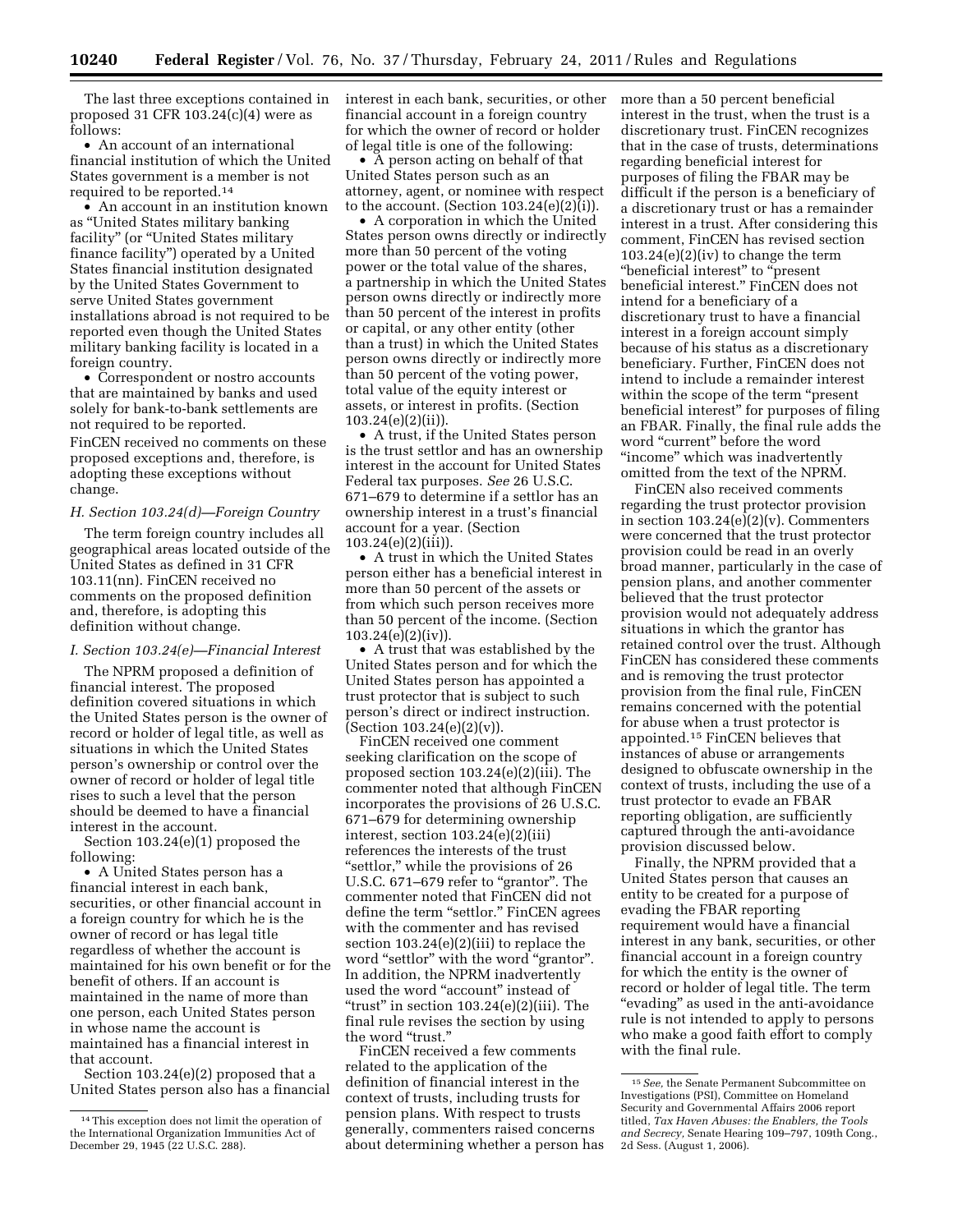The last three exceptions contained in proposed 31 CFR 103.24(c)(4) were as follows:

- An account of an international financial institution of which the United States government is a member is not required to be reported.[14]
- An account in an institution known as "United States military banking facility" (or "United States military finance facility") operated by a United States financial institution designated by the United States Government to serve United States government installations abroad is not required to be reported even though the United States military banking facility is located in a foreign country.
- Correspondent or nostro accounts that are maintained by banks and used solely for bank-to-bank settlements are not required to be reported.

FinCEN received no comments on these proposed exceptions and, therefore, is adopting these exceptions without change.

### *H. Section 103.24(d)—Foreign Country*

The term foreign country includes all geographical areas located outside of the United States as defined in 31 CFR 103.11(nn). FinCEN received no comments on the proposed definition and, therefore, is adopting this definition without change.

### *I. Section 103.24(e)—Financial Interest*

The NPRM proposed a definition of financial interest. The proposed definition covered situations in which the United States person is the owner of record or holder of legal title, as well as situations in which the United States person's ownership or control over the owner of record or holder of legal title rises to such a level that the person should be deemed to have a financial interest in the account.

Section 103.24(e)(1) proposed the following:

- A United States person has a financial interest in each bank, securities, or other financial account in a foreign country for which he is the owner of record or has legal title regardless of whether the account is maintained for his own benefit or for the benefit of others. If an account is maintained in the name of more than one person, each United States person in whose name the account is maintained has a financial interest in that account.

Section 103.24(e)(2) proposed that a United States person also has a financial interest in each bank, securities, or other financial account in a foreign country for which the owner of record or holder of legal title is one of the following:

- A person acting on behalf of that United States person such as an attorney, agent, or nominee with respect to the account. (Section 103.24(e)(2)(i)).
- A corporation in which the United States person owns directly or indirectly more than 50 percent of the voting power or the total value of the shares, a partnership in which the United States person owns directly or indirectly more than 50 percent of the interest in profits or capital, or any other entity (other than a trust) in which the United States person owns directly or indirectly more than 50 percent of the voting power, total value of the equity interest or assets, or interest in profits. (Section 103.24(e)(2)(ii)).
- A trust, if the United States person is the trust settlor and has an ownership interest in the account for United States Federal tax purposes. *See* 26 U.S.C. 671–679 to determine if a settlor has an ownership interest in a trust's financial account for a year. (Section 103.24(e)(2)(iii)).
- A trust in which the United States person either has a beneficial interest in more than 50 percent of the assets or from which such person receives more than 50 percent of the income. (Section 103.24(e)(2)(iv)).
- A trust that was established by the United States person and for which the United States person has appointed a trust protector that is subject to such person's direct or indirect instruction. (Section 103.24(e)(2)(v)).

FinCEN received one comment seeking clarification on the scope of proposed section 103.24(e)(2)(iii). The commenter noted that although FinCEN incorporates the provisions of 26 U.S.C. 671–679 for determining ownership interest, section 103.24(e)(2)(iii) references the interests of the trust "settlor," while the provisions of 26 U.S.C. 671–679 refer to "grantor". The commenter noted that FinCEN did not define the term "settlor." FinCEN agrees with the commenter and has revised section 103.24(e)(2)(iii) to replace the word "settlor" with the word "grantor". In addition, the NPRM inadvertently used the word "account" instead of "trust" in section 103.24(e)(2)(iii). The final rule revises the section by using the word "trust."

FinCEN received a few comments related to the application of the definition of financial interest in the context of trusts, including trusts for pension plans. With respect to trusts generally, commenters raised concerns about determining whether a person has more than a 50 percent beneficial interest in the trust, when the trust is a discretionary trust. FinCEN recognizes that in the case of trusts, determinations regarding beneficial interest for purposes of filing the FBAR may be difficult if the person is a beneficiary of a discretionary trust or has a remainder interest in a trust. After considering this comment, FinCEN has revised section 103.24(e)(2)(iv) to change the term "beneficial interest" to "present beneficial interest." FinCEN does not intend for a beneficiary of a discretionary trust to have a financial interest in a foreign account simply because of his status as a discretionary beneficiary. Further, FinCEN does not intend to include a remainder interest within the scope of the term "present beneficial interest" for purposes of filing an FBAR. Finally, the final rule adds the word "current" before the word "income" which was inadvertently omitted from the text of the NPRM.

FinCEN also received comments regarding the trust protector provision in section 103.24(e)(2)(v). Commenters were concerned that the trust protector provision could be read in an overly broad manner, particularly in the case of pension plans, and another commenter believed that the trust protector provision would not adequately address situations in which the grantor has retained control over the trust. Although FinCEN has considered these comments and is removing the trust protector provision from the final rule, FinCEN remains concerned with the potential for abuse when a trust protector is appointed.[15] FinCEN believes that instances of abuse or arrangements designed to obfuscate ownership in the context of trusts, including the use of a trust protector to evade an FBAR reporting obligation, are sufficiently captured through the anti-avoidance provision discussed below.

Finally, the NPRM provided that a United States person that causes an entity to be created for a purpose of evading the FBAR reporting requirement would have a financial interest in any bank, securities, or other financial account in a foreign country for which the entity is the owner of record or holder of legal title. The term "evading" as used in the anti-avoidance rule is not intended to apply to persons who make a good faith effort to comply with the final rule.

---

[14] This exception does not limit the operation of the International Organization Immunities Act of December 29, 1945 (22 U.S.C. 288).

[15] *See,* the Senate Permanent Subcommittee on Investigations (PSI), Committee on Homeland Security and Governmental Affairs 2006 report titled, *Tax Haven Abuses: the Enablers, the Tools and Secrecy,* Senate Hearing 109–797, 109th Cong., 2d Sess. (August 1, 2006).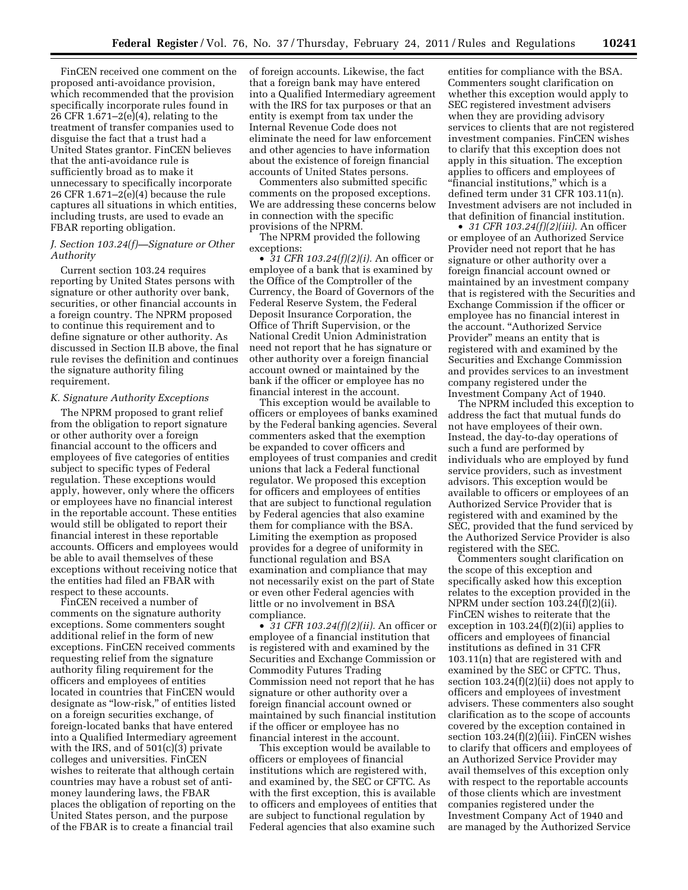FinCEN received one comment on the proposed anti-avoidance provision, which recommended that the provision specifically incorporate rules found in 26 CFR 1.671–2(e)(4), relating to the treatment of transfer companies used to disguise the fact that a trust had a United States grantor. FinCEN believes that the anti-avoidance rule is sufficiently broad as to make it unnecessary to specifically incorporate 26 CFR 1.671–2(e)(4) because the rule captures all situations in which entities, including trusts, are used to evade an FBAR reporting obligation.

### J. Section 103.24(f)—Signature or Other Authority

Current section 103.24 requires reporting by United States persons with signature or other authority over bank, securities, or other financial accounts in a foreign country. The NPRM proposed to continue this requirement and to define signature or other authority. As discussed in Section II.B above, the final rule revises the definition and continues the signature authority filing requirement.

### K. Signature Authority Exceptions

The NPRM proposed to grant relief from the obligation to report signature or other authority over a foreign financial account to the officers and employees of five categories of entities subject to specific types of Federal regulation. These exceptions would apply, however, only where the officers or employees have no financial interest in the reportable account. These entities would still be obligated to report their financial interest in these reportable accounts. Officers and employees would be able to avail themselves of these exceptions without receiving notice that the entities had filed an FBAR with respect to these accounts.

FinCEN received a number of comments on the signature authority exceptions. Some commenters sought additional relief in the form of new exceptions. FinCEN received comments requesting relief from the signature authority filing requirement for the officers and employees of entities located in countries that FinCEN would designate as "low-risk," of entities listed on a foreign securities exchange, of foreign-located banks that have entered into a Qualified Intermediary agreement with the IRS, and of 501(c)(3) private colleges and universities. FinCEN wishes to reiterate that although certain countries may have a robust set of anti-money laundering laws, the FBAR places the obligation of reporting on the United States person, and the purpose of the FBAR is to create a financial trail of foreign accounts. Likewise, the fact that a foreign bank may have entered into a Qualified Intermediary agreement with the IRS for tax purposes or that an entity is exempt from tax under the Internal Revenue Code does not eliminate the need for law enforcement and other agencies to have information about the existence of foreign financial accounts of United States persons.

Commenters also submitted specific comments on the proposed exceptions. We are addressing these concerns below in connection with the specific provisions of the NPRM.

The NPRM provided the following exceptions:

- *31 CFR 103.24(f)(2)(i).* An officer or employee of a bank that is examined by the Office of the Comptroller of the Currency, the Board of Governors of the Federal Reserve System, the Federal Deposit Insurance Corporation, the Office of Thrift Supervision, or the National Credit Union Administration need not report that he has signature or other authority over a foreign financial account owned or maintained by the bank if the officer or employee has no financial interest in the account.

This exception would be available to officers or employees of banks examined by the Federal banking agencies. Several commenters asked that the exemption be expanded to cover officers and employees of trust companies and credit unions that lack a Federal functional regulator. We proposed this exception for officers and employees of entities that are subject to functional regulation by Federal agencies that also examine them for compliance with the BSA. Limiting the exemption as proposed provides for a degree of uniformity in functional regulation and BSA examination and compliance that may not necessarily exist on the part of State or even other Federal agencies with little or no involvement in BSA compliance.

- *31 CFR 103.24(f)(2)(ii).* An officer or employee of a financial institution that is registered with and examined by the Securities and Exchange Commission or Commodity Futures Trading Commission need not report that he has signature or other authority over a foreign financial account owned or maintained by such financial institution if the officer or employee has no financial interest in the account.

This exception would be available to officers or employees of financial institutions which are registered with, and examined by, the SEC or CFTC. As with the first exception, this is available to officers and employees of entities that are subject to functional regulation by Federal agencies that also examine such entities for compliance with the BSA. Commenters sought clarification on whether this exception would apply to SEC registered investment advisers when they are providing advisory services to clients that are not registered investment companies. FinCEN wishes to clarify that this exception does not apply in this situation. The exception applies to officers and employees of "financial institutions," which is a defined term under 31 CFR 103.11(n). Investment advisers are not included in that definition of financial institution.

- *31 CFR 103.24(f)(2)(iii).* An officer or employee of an Authorized Service Provider need not report that he has signature or other authority over a foreign financial account owned or maintained by an investment company that is registered with the Securities and Exchange Commission if the officer or employee has no financial interest in the account. "Authorized Service Provider" means an entity that is registered with and examined by the Securities and Exchange Commission and provides services to an investment company registered under the Investment Company Act of 1940.

The NPRM included this exception to address the fact that mutual funds do not have employees of their own. Instead, the day-to-day operations of such a fund are performed by individuals who are employed by fund service providers, such as investment advisors. This exception would be available to officers or employees of an Authorized Service Provider that is registered with and examined by the SEC, provided that the fund serviced by the Authorized Service Provider is also registered with the SEC.

Commenters sought clarification on the scope of this exception and specifically asked how this exception relates to the exception provided in the NPRM under section 103.24(f)(2)(ii). FinCEN wishes to reiterate that the exception in 103.24(f)(2)(ii) applies to officers and employees of financial institutions as defined in 31 CFR 103.11(n) that are registered with and examined by the SEC or CFTC. Thus, section 103.24(f)(2)(ii) does not apply to officers and employees of investment advisers. These commenters also sought clarification as to the scope of accounts covered by the exception contained in section 103.24(f)(2)(iii). FinCEN wishes to clarify that officers and employees of an Authorized Service Provider may avail themselves of this exception only with respect to the reportable accounts of those clients which are investment companies registered under the Investment Company Act of 1940 and are managed by the Authorized Service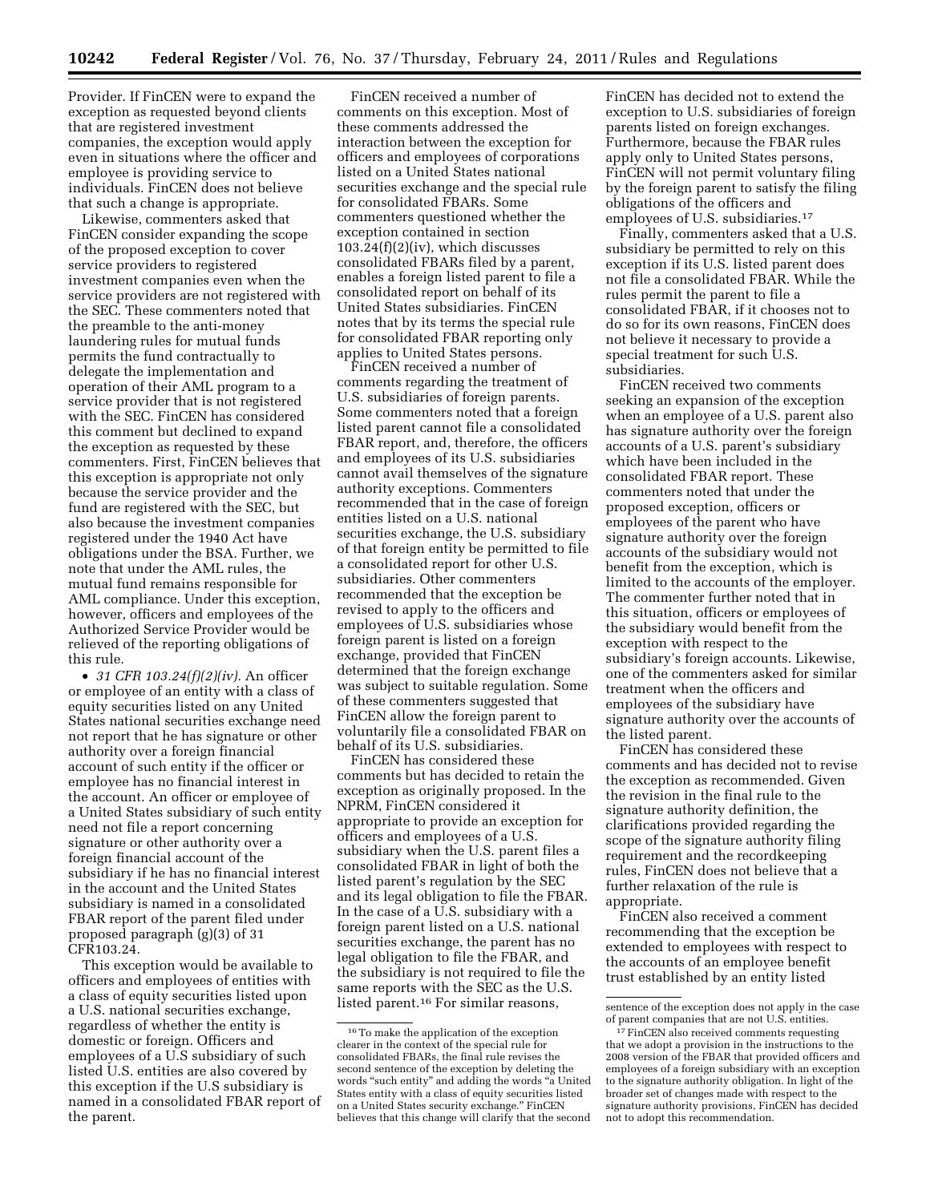Provider. If FinCEN were to expand the exception as requested beyond clients that are registered investment companies, the exception would apply even in situations where the officer and employee is providing service to individuals. FinCEN does not believe that such a change is appropriate.

Likewise, commenters asked that FinCEN consider expanding the scope of the proposed exception to cover service providers to registered investment companies even when the service providers are not registered with the SEC. These commenters noted that the preamble to the anti-money laundering rules for mutual funds permits the fund contractually to delegate the implementation and operation of their AML program to a service provider that is not registered with the SEC. FinCEN has considered this comment but declined to expand the exception as requested by these commenters. First, FinCEN believes that this exception is appropriate not only because the service provider and the fund are registered with the SEC, but also because the investment companies registered under the 1940 Act have obligations under the BSA. Further, we note that under the AML rules, the mutual fund remains responsible for AML compliance. Under this exception, however, officers and employees of the Authorized Service Provider would be relieved of the reporting obligations of this rule.

- *31 CFR 103.24(f)(2)(iv).* An officer or employee of an entity with a class of equity securities listed on any United States national securities exchange need not report that he has signature or other authority over a foreign financial account of such entity if the officer or employee has no financial interest in the account. An officer or employee of a United States subsidiary of such entity need not file a report concerning signature or other authority over a foreign financial account of the subsidiary if he has no financial interest in the account and the United States subsidiary is named in a consolidated FBAR report of the parent filed under proposed paragraph (g)(3) of 31 CFR103.24.

This exception would be available to officers and employees of entities with a class of equity securities listed upon a U.S. national securities exchange, regardless of whether the entity is domestic or foreign. Officers and employees of a U.S subsidiary of such listed U.S. entities are also covered by this exception if the U.S subsidiary is named in a consolidated FBAR report of the parent.

FinCEN received a number of comments on this exception. Most of these comments addressed the interaction between the exception for officers and employees of corporations listed on a United States national securities exchange and the special rule for consolidated FBARs. Some commenters questioned whether the exception contained in section 103.24(f)(2)(iv), which discusses consolidated FBARs filed by a parent, enables a foreign listed parent to file a consolidated report on behalf of its United States subsidiaries. FinCEN notes that by its terms the special rule for consolidated FBAR reporting only applies to United States persons.

FinCEN received a number of comments regarding the treatment of U.S. subsidiaries of foreign parents. Some commenters noted that a foreign listed parent cannot file a consolidated FBAR report, and, therefore, the officers and employees of its U.S. subsidiaries cannot avail themselves of the signature authority exceptions. Commenters recommended that in the case of foreign entities listed on a U.S. national securities exchange, the U.S. subsidiary of that foreign entity be permitted to file a consolidated report for other U.S. subsidiaries. Other commenters recommended that the exception be revised to apply to the officers and employees of U.S. subsidiaries whose foreign parent is listed on a foreign exchange, provided that FinCEN determined that the foreign exchange was subject to suitable regulation. Some of these commenters suggested that FinCEN allow the foreign parent to voluntarily file a consolidated FBAR on behalf of its U.S. subsidiaries.

FinCEN has considered these comments but has decided to retain the exception as originally proposed. In the NPRM, FinCEN considered it appropriate to provide an exception for officers and employees of a U.S. subsidiary when the U.S. parent files a consolidated FBAR in light of both the listed parent's regulation by the SEC and its legal obligation to file the FBAR. In the case of a U.S. subsidiary with a foreign parent listed on a U.S. national securities exchange, the parent has no legal obligation to file the FBAR, and the subsidiary is not required to file the same reports with the SEC as the U.S. listed parent.[16] For similar reasons, FinCEN has decided not to extend the exception to U.S. subsidiaries of foreign parents listed on foreign exchanges. Furthermore, because the FBAR rules apply only to United States persons, FinCEN will not permit voluntary filing by the foreign parent to satisfy the filing obligations of the officers and employees of U.S. subsidiaries.[17]

Finally, commenters asked that a U.S. subsidiary be permitted to rely on this exception if its U.S. listed parent does not file a consolidated FBAR. While the rules permit the parent to file a consolidated FBAR, if it chooses not to do so for its own reasons, FinCEN does not believe it necessary to provide a special treatment for such U.S. subsidiaries.

FinCEN received two comments seeking an expansion of the exception when an employee of a U.S. parent also has signature authority over the foreign accounts of a U.S. parent's subsidiary which have been included in the consolidated FBAR report. These commenters noted that under the proposed exception, officers or employees of the parent who have signature authority over the foreign accounts of the subsidiary would not benefit from the exception, which is limited to the accounts of the employer. The commenter further noted that in this situation, officers or employees of the subsidiary would benefit from the exception with respect to the subsidiary's foreign accounts. Likewise, one of the commenters asked for similar treatment when the officers and employees of the subsidiary have signature authority over the accounts of the listed parent.

FinCEN has considered these comments and has decided not to revise the exception as recommended. Given the revision in the final rule to the signature authority definition, the clarifications provided regarding the scope of the signature authority filing requirement and the recordkeeping rules, FinCEN does not believe that a further relaxation of the rule is appropriate.

FinCEN also received a comment recommending that the exception be extended to employees with respect to the accounts of an employee benefit trust established by an entity listed

[16] To make the application of the exception clearer in the context of the special rule for consolidated FBARs, the final rule revises the second sentence of the exception by deleting the words "such entity" and adding the words "a United States entity with a class of equity securities listed on a United States security exchange." FinCEN believes that this change will clarify that the second sentence of the exception does not apply in the case of parent companies that are not U.S. entities.

[17] FinCEN also received comments requesting that we adopt a provision in the instructions to the 2008 version of the FBAR that provided officers and employees of a foreign subsidiary with an exception to the signature authority obligation. In light of the broader set of changes made with respect to the signature authority provisions, FinCEN has decided not to adopt this recommendation.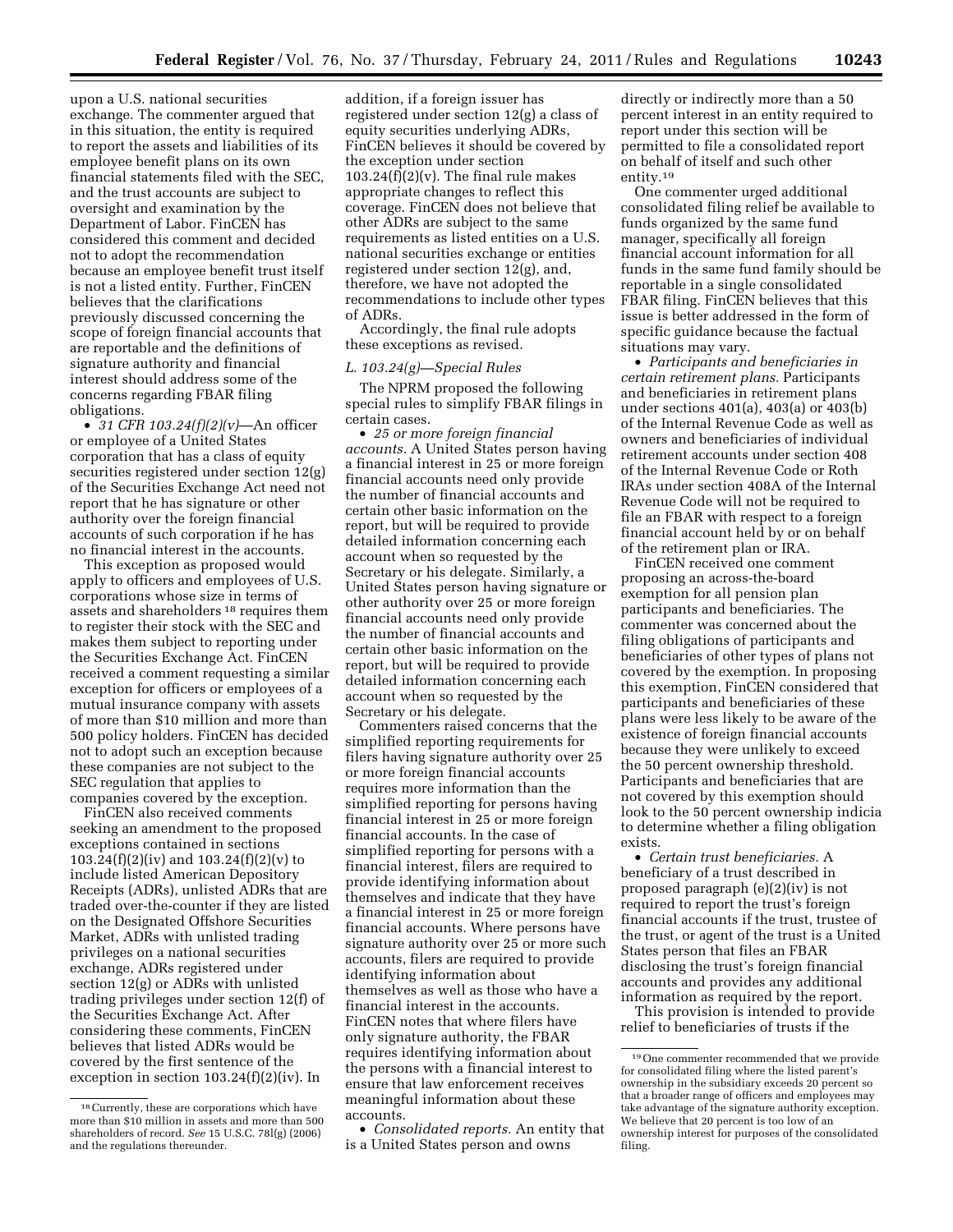upon a U.S. national securities exchange. The commenter argued that in this situation, the entity is required to report the assets and liabilities of its employee benefit plans on its own financial statements filed with the SEC, and the trust accounts are subject to oversight and examination by the Department of Labor. FinCEN has considered this comment and decided not to adopt the recommendation because an employee benefit trust itself is not a listed entity. Further, FinCEN believes that the clarifications previously discussed concerning the scope of foreign financial accounts that are reportable and the definitions of signature authority and financial interest should address some of the concerns regarding FBAR filing obligations.

• *31 CFR 103.24(f)(2)(v)*—An officer or employee of a United States corporation that has a class of equity securities registered under section 12(g) of the Securities Exchange Act need not report that he has signature or other authority over the foreign financial accounts of such corporation if he has no financial interest in the accounts.

This exception as proposed would apply to officers and employees of U.S. corporations whose size in terms of assets and shareholders [18] requires them to register their stock with the SEC and makes them subject to reporting under the Securities Exchange Act. FinCEN received a comment requesting a similar exception for officers or employees of a mutual insurance company with assets of more than $10 million and more than 500 policy holders. FinCEN has decided not to adopt such an exception because these companies are not subject to the SEC regulation that applies to companies covered by the exception.

FinCEN also received comments seeking an amendment to the proposed exceptions contained in sections 103.24(f)(2)(iv) and 103.24(f)(2)(v) to include listed American Depository Receipts (ADRs), unlisted ADRs that are traded over-the-counter if they are listed on the Designated Offshore Securities Market, ADRs with unlisted trading privileges on a national securities exchange, ADRs registered under section 12(g) or ADRs with unlisted trading privileges under section 12(f) of the Securities Exchange Act. After considering these comments, FinCEN believes that listed ADRs would be covered by the first sentence of the exception in section 103.24(f)(2)(iv). In addition, if a foreign issuer has registered under section 12(g) a class of equity securities underlying ADRs, FinCEN believes it should be covered by the exception under section 103.24(f)(2)(v). The final rule makes appropriate changes to reflect this coverage. FinCEN does not believe that other ADRs are subject to the same requirements as listed entities on a U.S. national securities exchange or entities registered under section 12(g), and, therefore, we have not adopted the recommendations to include other types of ADRs.

Accordingly, the final rule adopts these exceptions as revised.

### *L. 103.24(g)—Special Rules*

The NPRM proposed the following special rules to simplify FBAR filings in certain cases.

• *25 or more foreign financial accounts.* A United States person having a financial interest in 25 or more foreign financial accounts need only provide the number of financial accounts and certain other basic information on the report, but will be required to provide detailed information concerning each account when so requested by the Secretary or his delegate. Similarly, a United States person having signature or other authority over 25 or more foreign financial accounts need only provide the number of financial accounts and certain other basic information on the report, but will be required to provide detailed information concerning each account when so requested by the Secretary or his delegate.

Commenters raised concerns that the simplified reporting requirements for filers having signature authority over 25 or more foreign financial accounts requires more information than the simplified reporting for persons having financial interest in 25 or more foreign financial accounts. In the case of simplified reporting for persons with a financial interest, filers are required to provide identifying information about themselves and indicate that they have a financial interest in 25 or more foreign financial accounts. Where persons have signature authority over 25 or more such accounts, filers are required to provide identifying information about themselves as well as those who have a financial interest in the accounts. FinCEN notes that where filers have only signature authority, the FBAR requires identifying information about the persons with a financial interest to ensure that law enforcement receives meaningful information about these accounts.

• *Consolidated reports.* An entity that is a United States person and owns directly or indirectly more than a 50 percent interest in an entity required to report under this section will be permitted to file a consolidated report on behalf of itself and such other entity.[19]

One commenter urged additional consolidated filing relief be available to funds organized by the same fund manager, specifically all foreign financial account information for all funds in the same fund family should be reportable in a single consolidated FBAR filing. FinCEN believes that this issue is better addressed in the form of specific guidance because the factual situations may vary.

• *Participants and beneficiaries in certain retirement plans.* Participants and beneficiaries in retirement plans under sections 401(a), 403(a) or 403(b) of the Internal Revenue Code as well as owners and beneficiaries of individual retirement accounts under section 408 of the Internal Revenue Code or Roth IRAs under section 408A of the Internal Revenue Code will not be required to file an FBAR with respect to a foreign financial account held by or on behalf of the retirement plan or IRA.

FinCEN received one comment proposing an across-the-board exemption for all pension plan participants and beneficiaries. The commenter was concerned about the filing obligations of participants and beneficiaries of other types of plans not covered by the exemption. In proposing this exemption, FinCEN considered that participants and beneficiaries of these plans were less likely to be aware of the existence of foreign financial accounts because they were unlikely to exceed the 50 percent ownership threshold. Participants and beneficiaries that are not covered by this exemption should look to the 50 percent ownership indicia to determine whether a filing obligation exists.

• *Certain trust beneficiaries.* A beneficiary of a trust described in proposed paragraph (e)(2)(iv) is not required to report the trust's foreign financial accounts if the trust, trustee of the trust, or agent of the trust is a United States person that files an FBAR disclosing the trust's foreign financial accounts and provides any additional information as required by the report.

This provision is intended to provide relief to beneficiaries of trusts if the

---

[18] Currently, these are corporations which have more than $10 million in assets and more than 500 shareholders of record. *See* 15 U.S.C. 78l(g) (2006) and the regulations thereunder.

[19] One commenter recommended that we provide for consolidated filing where the listed parent's ownership in the subsidiary exceeds 20 percent so that a broader range of officers and employees may take advantage of the signature authority exception. We believe that 20 percent is too low of an ownership interest for purposes of the consolidated filing.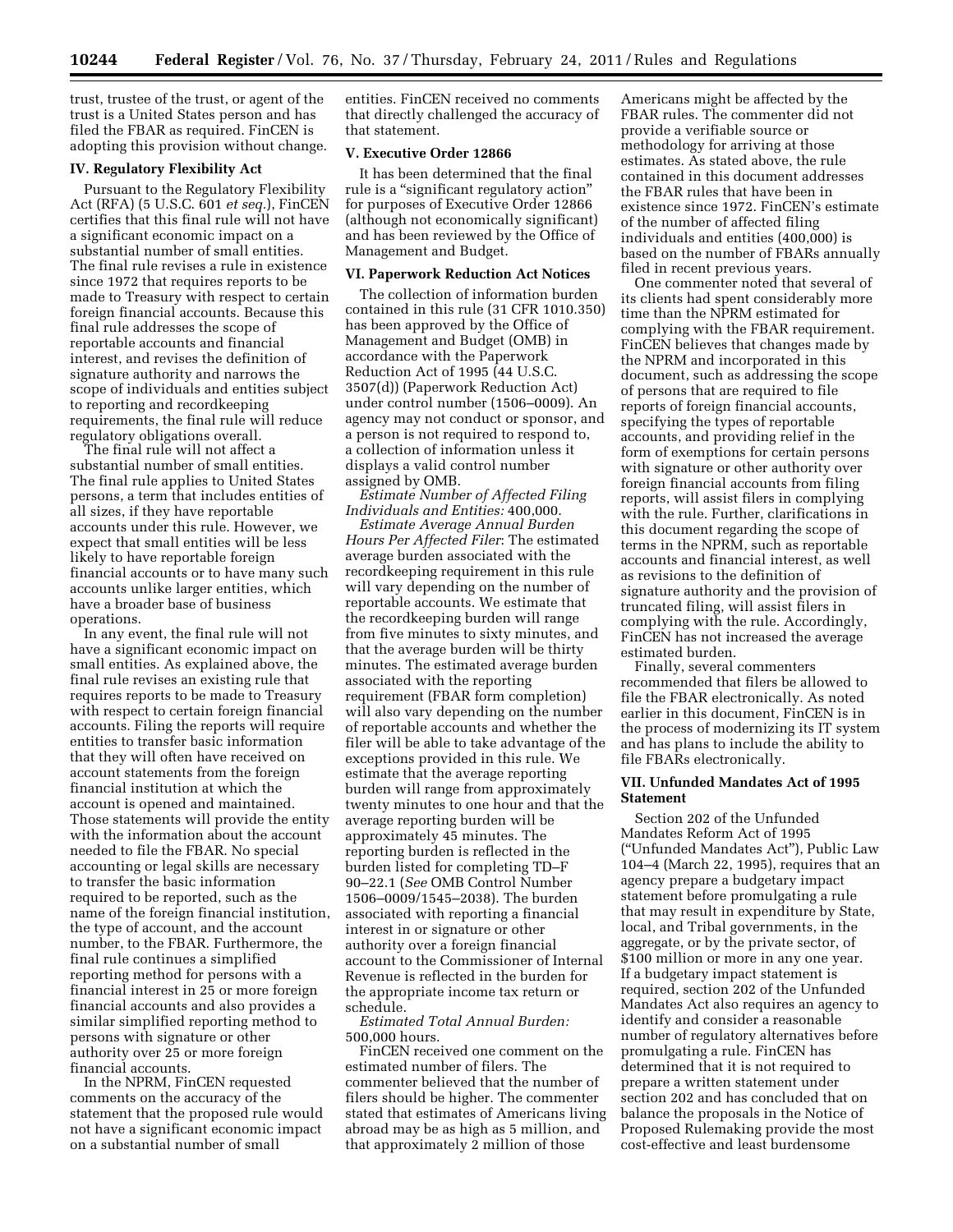trust, trustee of the trust, or agent of the trust is a United States person and has filed the FBAR as required. FinCEN is adopting this provision without change.

### IV. Regulatory Flexibility Act

Pursuant to the Regulatory Flexibility Act (RFA) (5 U.S.C. 601 *et seq.*), FinCEN certifies that this final rule will not have a significant economic impact on a substantial number of small entities. The final rule revises a rule in existence since 1972 that requires reports to be made to Treasury with respect to certain foreign financial accounts. Because this final rule addresses the scope of reportable accounts and financial interest, and revises the definition of signature authority and narrows the scope of individuals and entities subject to reporting and recordkeeping requirements, the final rule will reduce regulatory obligations overall.

The final rule will not affect a substantial number of small entities. The final rule applies to United States persons, a term that includes entities of all sizes, if they have reportable accounts under this rule. However, we expect that small entities will be less likely to have reportable foreign financial accounts or to have many such accounts unlike larger entities, which have a broader base of business operations.

In any event, the final rule will not have a significant economic impact on small entities. As explained above, the final rule revises an existing rule that requires reports to be made to Treasury with respect to certain foreign financial accounts. Filing the reports will require entities to transfer basic information that they will often have received on account statements from the foreign financial institution at which the account is opened and maintained. Those statements will provide the entity with the information about the account needed to file the FBAR. No special accounting or legal skills are necessary to transfer the basic information required to be reported, such as the name of the foreign financial institution, the type of account, and the account number, to the FBAR. Furthermore, the final rule continues a simplified reporting method for persons with a financial interest in 25 or more foreign financial accounts and also provides a similar simplified reporting method to persons with signature or other authority over 25 or more foreign financial accounts.

In the NPRM, FinCEN requested comments on the accuracy of the statement that the proposed rule would not have a significant economic impact on a substantial number of small entities. FinCEN received no comments that directly challenged the accuracy of that statement.

### V. Executive Order 12866

It has been determined that the final rule is a "significant regulatory action" for purposes of Executive Order 12866 (although not economically significant) and has been reviewed by the Office of Management and Budget.

### VI. Paperwork Reduction Act Notices

The collection of information burden contained in this rule (31 CFR 1010.350) has been approved by the Office of Management and Budget (OMB) in accordance with the Paperwork Reduction Act of 1995 (44 U.S.C. 3507(d)) (Paperwork Reduction Act) under control number (1506–0009). An agency may not conduct or sponsor, and a person is not required to respond to, a collection of information unless it displays a valid control number assigned by OMB.

*Estimate Number of Affected Filing Individuals and Entities:* 400,000.

*Estimate Average Annual Burden Hours Per Affected Filer*: The estimated average burden associated with the recordkeeping requirement in this rule will vary depending on the number of reportable accounts. We estimate that the recordkeeping burden will range from five minutes to sixty minutes, and that the average burden will be thirty minutes. The estimated average burden associated with the reporting requirement (FBAR form completion) will also vary depending on the number of reportable accounts and whether the filer will be able to take advantage of the exceptions provided in this rule. We estimate that the average reporting burden will range from approximately twenty minutes to one hour and that the average reporting burden will be approximately 45 minutes. The reporting burden is reflected in the burden listed for completing TD–F 90–22.1 (*See* OMB Control Number 1506–0009/1545–2038). The burden associated with reporting a financial interest in or signature or other authority over a foreign financial account to the Commissioner of Internal Revenue is reflected in the burden for the appropriate income tax return or schedule.

*Estimated Total Annual Burden:* 500,000 hours.

FinCEN received one comment on the estimated number of filers. The commenter believed that the number of filers should be higher. The commenter stated that estimates of Americans living abroad may be as high as 5 million, and that approximately 2 million of those Americans might be affected by the FBAR rules. The commenter did not provide a verifiable source or methodology for arriving at those estimates. As stated above, the rule contained in this document addresses the FBAR rules that have been in existence since 1972. FinCEN's estimate of the number of affected filing individuals and entities (400,000) is based on the number of FBARs annually filed in recent previous years.

One commenter noted that several of its clients had spent considerably more time than the NPRM estimated for complying with the FBAR requirement. FinCEN believes that changes made by the NPRM and incorporated in this document, such as addressing the scope of persons that are required to file reports of foreign financial accounts, specifying the types of reportable accounts, and providing relief in the form of exemptions for certain persons with signature or other authority over foreign financial accounts from filing reports, will assist filers in complying with the rule. Further, clarifications in this document regarding the scope of terms in the NPRM, such as reportable accounts and financial interest, as well as revisions to the definition of signature authority and the provision of truncated filing, will assist filers in complying with the rule. Accordingly, FinCEN has not increased the average estimated burden.

Finally, several commenters recommended that filers be allowed to file the FBAR electronically. As noted earlier in this document, FinCEN is in the process of modernizing its IT system and has plans to include the ability to file FBARs electronically.

### VII. Unfunded Mandates Act of 1995 Statement

Section 202 of the Unfunded Mandates Reform Act of 1995 ("Unfunded Mandates Act"), Public Law 104–4 (March 22, 1995), requires that an agency prepare a budgetary impact statement before promulgating a rule that may result in expenditure by State, local, and Tribal governments, in the aggregate, or by the private sector, of $100 million or more in any one year. If a budgetary impact statement is required, section 202 of the Unfunded Mandates Act also requires an agency to identify and consider a reasonable number of regulatory alternatives before promulgating a rule. FinCEN has determined that it is not required to prepare a written statement under section 202 and has concluded that on balance the proposals in the Notice of Proposed Rulemaking provide the most cost-effective and least burdensome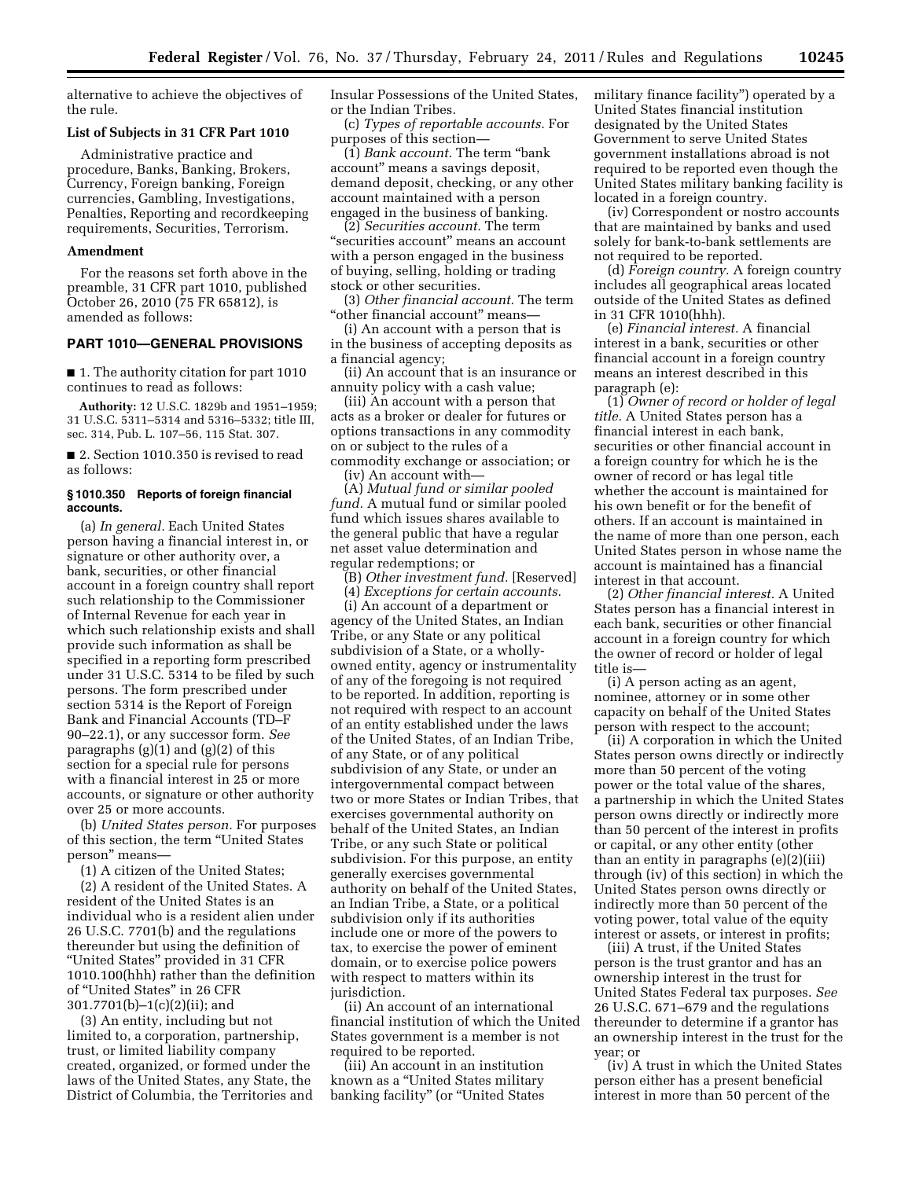alternative to achieve the objectives of the rule.

### List of Subjects in 31 CFR Part 1010

Administrative practice and procedure, Banks, Banking, Brokers, Currency, Foreign banking, Foreign currencies, Gambling, Investigations, Penalties, Reporting and recordkeeping requirements, Securities, Terrorism.

### Amendment

For the reasons set forth above in the preamble, 31 CFR part 1010, published October 26, 2010 (75 FR 65812), is amended as follows:

## PART 1010—GENERAL PROVISIONS

■ 1. The authority citation for part 1010 continues to read as follows:

**Authority:** 12 U.S.C. 1829b and 1951–1959; 31 U.S.C. 5311–5314 and 5316–5332; title III, sec. 314, Pub. L. 107–56, 115 Stat. 307.

■ 2. Section 1010.350 is revised to read as follows:

### § 1010.350 Reports of foreign financial accounts.

(a) *In general.* Each United States person having a financial interest in, or signature or other authority over, a bank, securities, or other financial account in a foreign country shall report such relationship to the Commissioner of Internal Revenue for each year in which such relationship exists and shall provide such information as shall be specified in a reporting form prescribed under 31 U.S.C. 5314 to be filed by such persons. The form prescribed under section 5314 is the Report of Foreign Bank and Financial Accounts (TD–F 90–22.1), or any successor form. *See* paragraphs (g)(1) and (g)(2) of this section for a special rule for persons with a financial interest in 25 or more accounts, or signature or other authority over 25 or more accounts.

(b) *United States person.* For purposes of this section, the term "United States person" means—

(1) A citizen of the United States;

(2) A resident of the United States. A resident of the United States is an individual who is a resident alien under 26 U.S.C. 7701(b) and the regulations thereunder but using the definition of "United States" provided in 31 CFR 1010.100(hhh) rather than the definition of "United States" in 26 CFR 301.7701(b)–1(c)(2)(ii); and

(3) An entity, including but not limited to, a corporation, partnership, trust, or limited liability company created, organized, or formed under the laws of the United States, any State, the District of Columbia, the Territories and Insular Possessions of the United States, or the Indian Tribes.

(c) *Types of reportable accounts.* For purposes of this section—

(1) *Bank account.* The term "bank account" means a savings deposit, demand deposit, checking, or any other account maintained with a person engaged in the business of banking.

(2) *Securities account.* The term "securities account" means an account with a person engaged in the business of buying, selling, holding or trading stock or other securities.

(3) *Other financial account.* The term "other financial account" means—

(i) An account with a person that is in the business of accepting deposits as a financial agency;

(ii) An account that is an insurance or annuity policy with a cash value;

(iii) An account with a person that acts as a broker or dealer for futures or options transactions in any commodity on or subject to the rules of a commodity exchange or association; or

(iv) An account with—

(A) *Mutual fund or similar pooled fund.* A mutual fund or similar pooled fund which issues shares available to the general public that have a regular net asset value determination and regular redemptions; or

(B) *Other investment fund.* [Reserved]

(4) *Exceptions for certain accounts.*

(i) An account of a department or agency of the United States, an Indian Tribe, or any State or any political subdivision of a State, or a wholly-owned entity, agency or instrumentality of any of the foregoing is not required to be reported. In addition, reporting is not required with respect to an account of an entity established under the laws of the United States, of an Indian Tribe, of any State, or of any political subdivision of any State, or under an intergovernmental compact between two or more States or Indian Tribes, that exercises governmental authority on behalf of the United States, an Indian Tribe, or any such State or political subdivision. For this purpose, an entity generally exercises governmental authority on behalf of the United States, an Indian Tribe, a State, or a political subdivision only if its authorities include one or more of the powers to tax, to exercise the power of eminent domain, or to exercise police powers with respect to matters within its jurisdiction.

(ii) An account of an international financial institution of which the United States government is a member is not required to be reported.

(iii) An account in an institution known as a "United States military banking facility" (or "United States military finance facility") operated by a United States financial institution designated by the United States Government to serve United States government installations abroad is not required to be reported even though the United States military banking facility is located in a foreign country.

(iv) Correspondent or nostro accounts that are maintained by banks and used solely for bank-to-bank settlements are not required to be reported.

(d) *Foreign country.* A foreign country includes all geographical areas located outside of the United States as defined in 31 CFR 1010(hhh).

(e) *Financial interest.* A financial interest in a bank, securities or other financial account in a foreign country means an interest described in this paragraph (e):

(1) *Owner of record or holder of legal title.* A United States person has a financial interest in each bank, securities or other financial account in a foreign country for which he is the owner of record or has legal title whether the account is maintained for his own benefit or for the benefit of others. If an account is maintained in the name of more than one person, each United States person in whose name the account is maintained has a financial interest in that account.

(2) *Other financial interest.* A United States person has a financial interest in each bank, securities or other financial account in a foreign country for which the owner of record or holder of legal title is—

(i) A person acting as an agent, nominee, attorney or in some other capacity on behalf of the United States person with respect to the account;

(ii) A corporation in which the United States person owns directly or indirectly more than 50 percent of the voting power or the total value of the shares, a partnership in which the United States person owns directly or indirectly more than 50 percent of the interest in profits or capital, or any other entity (other than an entity in paragraphs (e)(2)(iii) through (iv) of this section) in which the United States person owns directly or indirectly more than 50 percent of the voting power, total value of the equity interest or assets, or interest in profits;

(iii) A trust, if the United States person is the trust grantor and has an ownership interest in the trust for United States Federal tax purposes. *See* 26 U.S.C. 671–679 and the regulations thereunder to determine if a grantor has an ownership interest in the trust for the year; or

(iv) A trust in which the United States person either has a present beneficial interest in more than 50 percent of the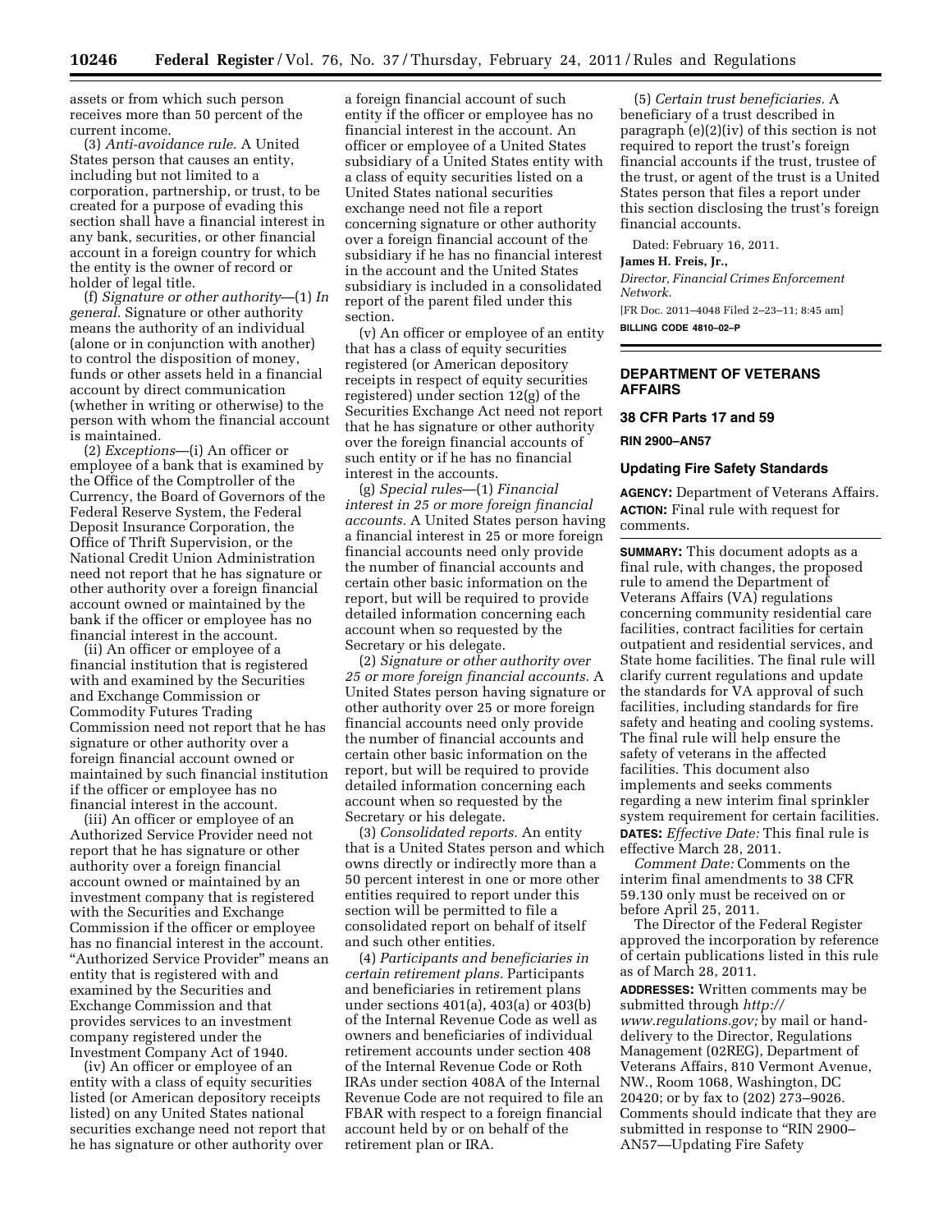assets or from which such person receives more than 50 percent of the current income.

(3) *Anti-avoidance rule.* A United States person that causes an entity, including but not limited to a corporation, partnership, or trust, to be created for a purpose of evading this section shall have a financial interest in any bank, securities, or other financial account in a foreign country for which the entity is the owner of record or holder of legal title.

(f) *Signature or other authority*—(1) *In general.* Signature or other authority means the authority of an individual (alone or in conjunction with another) to control the disposition of money, funds or other assets held in a financial account by direct communication (whether in writing or otherwise) to the person with whom the financial account is maintained.

(2) *Exceptions*—(i) An officer or employee of a bank that is examined by the Office of the Comptroller of the Currency, the Board of Governors of the Federal Reserve System, the Federal Deposit Insurance Corporation, the Office of Thrift Supervision, or the National Credit Union Administration need not report that he has signature or other authority over a foreign financial account owned or maintained by the bank if the officer or employee has no financial interest in the account.

(ii) An officer or employee of a financial institution that is registered with and examined by the Securities and Exchange Commission or Commodity Futures Trading Commission need not report that he has signature or other authority over a foreign financial account owned or maintained by such financial institution if the officer or employee has no financial interest in the account.

(iii) An officer or employee of an Authorized Service Provider need not report that he has signature or other authority over a foreign financial account owned or maintained by an investment company that is registered with the Securities and Exchange Commission if the officer or employee has no financial interest in the account. "Authorized Service Provider" means an entity that is registered with and examined by the Securities and Exchange Commission and that provides services to an investment company registered under the Investment Company Act of 1940.

(iv) An officer or employee of an entity with a class of equity securities listed (or American depository receipts listed) on any United States national securities exchange need not report that he has signature or other authority over a foreign financial account of such entity if the officer or employee has no financial interest in the account. An officer or employee of a United States subsidiary of a United States entity with a class of equity securities listed on a United States national securities exchange need not file a report concerning signature or other authority over a foreign financial account of the subsidiary if he has no financial interest in the account and the United States subsidiary is included in a consolidated report of the parent filed under this section.

(v) An officer or employee of an entity that has a class of equity securities registered (or American depository receipts in respect of equity securities registered) under section 12(g) of the Securities Exchange Act need not report that he has signature or other authority over the foreign financial accounts of such entity or if he has no financial interest in the accounts.

(g) *Special rules*—(1) *Financial interest in 25 or more foreign financial accounts.* A United States person having a financial interest in 25 or more foreign financial accounts need only provide the number of financial accounts and certain other basic information on the report, but will be required to provide detailed information concerning each account when so requested by the Secretary or his delegate.

(2) *Signature or other authority over 25 or more foreign financial accounts.* A United States person having signature or other authority over 25 or more foreign financial accounts need only provide the number of financial accounts and certain other basic information on the report, but will be required to provide detailed information concerning each account when so requested by the Secretary or his delegate.

(3) *Consolidated reports.* An entity that is a United States person and which owns directly or indirectly more than a 50 percent interest in one or more other entities required to report under this section will be permitted to file a consolidated report on behalf of itself and such other entities.

(4) *Participants and beneficiaries in certain retirement plans.* Participants and beneficiaries in retirement plans under sections 401(a), 403(a) or 403(b) of the Internal Revenue Code as well as owners and beneficiaries of individual retirement accounts under section 408 of the Internal Revenue Code or Roth IRAs under section 408A of the Internal Revenue Code are not required to file an FBAR with respect to a foreign financial account held by or on behalf of the retirement plan or IRA.

(5) *Certain trust beneficiaries.* A beneficiary of a trust described in paragraph (e)(2)(iv) of this section is not required to report the trust's foreign financial accounts if the trust, trustee of the trust, or agent of the trust is a United States person that files a report under this section disclosing the trust's foreign financial accounts.

Dated: February 16, 2011.

**James H. Freis, Jr.,**

*Director, Financial Crimes Enforcement Network.*

[FR Doc. 2011–4048 Filed 2–23–11; 8:45 am]

**BILLING CODE 4810–02–P**

---

## DEPARTMENT OF VETERANS AFFAIRS

### 38 CFR Parts 17 and 59

**RIN 2900–AN57**

### Updating Fire Safety Standards

**AGENCY:** Department of Veterans Affairs.

**ACTION:** Final rule with request for comments.

**SUMMARY:** This document adopts as a final rule, with changes, the proposed rule to amend the Department of Veterans Affairs (VA) regulations concerning community residential care facilities, contract facilities for certain outpatient and residential services, and State home facilities. The final rule will clarify current regulations and update the standards for VA approval of such facilities, including standards for fire safety and heating and cooling systems. The final rule will help ensure the safety of veterans in the affected facilities. This document also implements and seeks comments regarding a new interim final sprinkler system requirement for certain facilities.

**DATES:** *Effective Date:* This final rule is effective March 28, 2011.

*Comment Date:* Comments on the interim final amendments to 38 CFR 59.130 only must be received on or before April 25, 2011.

The Director of the Federal Register approved the incorporation by reference of certain publications listed in this rule as of March 28, 2011.

**ADDRESSES:** Written comments may be submitted through *http://www.regulations.gov;* by mail or hand-delivery to the Director, Regulations Management (02REG), Department of Veterans Affairs, 810 Vermont Avenue, NW., Room 1068, Washington, DC 20420; or by fax to (202) 273–9026. Comments should indicate that they are submitted in response to "RIN 2900–AN57—Updating Fire Safety